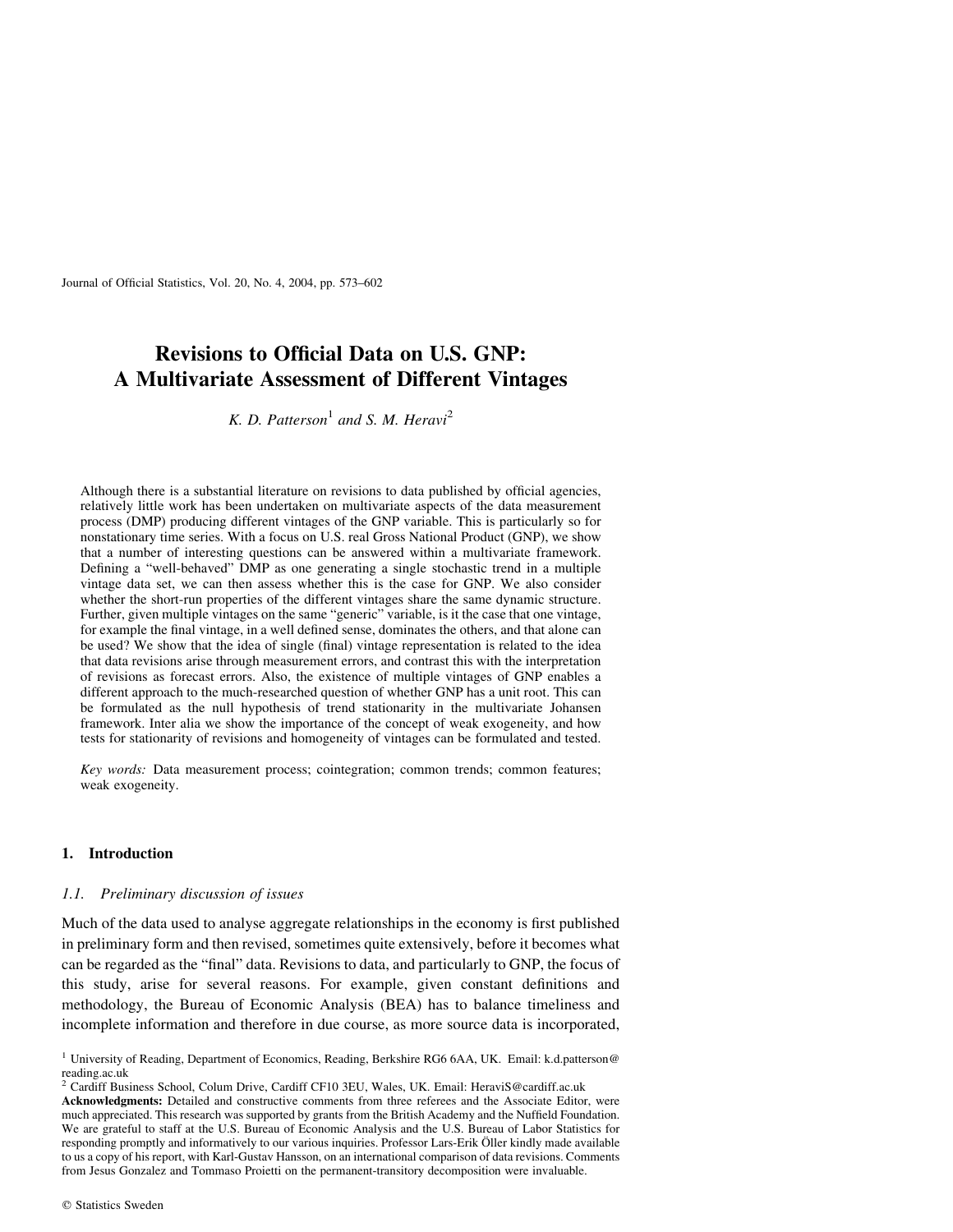# Revisions to Official Data on U.S. GNP: A Multivariate Assessment of Different Vintages

*K. D. Patterson*[1] *and S. M. Heravi*[2]

Although there is a substantial literature on revisions to data published by official agencies, relatively little work has been undertaken on multivariate aspects of the data measurement process (DMP) producing different vintages of the GNP variable. This is particularly so for nonstationary time series. With a focus on U.S. real Gross National Product (GNP), we show that a number of interesting questions can be answered within a multivariate framework. Defining a "well-behaved" DMP as one generating a single stochastic trend in a multiple vintage data set, we can then assess whether this is the case for GNP. We also consider whether the short-run properties of the different vintages share the same dynamic structure. Further, given multiple vintages on the same "generic" variable, is it the case that one vintage, for example the final vintage, in a well defined sense, dominates the others, and that alone can be used? We show that the idea of single (final) vintage representation is related to the idea that data revisions arise through measurement errors, and contrast this with the interpretation of revisions as forecast errors. Also, the existence of multiple vintages of GNP enables a different approach to the much-researched question of whether GNP has a unit root. This can be formulated as the null hypothesis of trend stationarity in the multivariate Johansen framework. Inter alia we show the importance of the concept of weak exogeneity, and how tests for stationarity of revisions and homogeneity of vintages can be formulated and tested.

*Key words:* Data measurement process; cointegration; common trends; common features; weak exogeneity.

## 1. Introduction

### *1.1. Preliminary discussion of issues*

Much of the data used to analyse aggregate relationships in the economy is first published in preliminary form and then revised, sometimes quite extensively, before it becomes what can be regarded as the "final" data. Revisions to data, and particularly to GNP, the focus of this study, arise for several reasons. For example, given constant definitions and methodology, the Bureau of Economic Analysis (BEA) has to balance timeliness and incomplete information and therefore in due course, as more source data is incorporated,

[1] University of Reading, Department of Economics, Reading, Berkshire RG6 6AA, UK. Email: k.d.patterson@reading.ac.uk

[2] Cardiff Business School, Colum Drive, Cardiff CF10 3EU, Wales, UK. Email: HeraviS@cardiff.ac.uk

**Acknowledgments:** Detailed and constructive comments from three referees and the Associate Editor, were much appreciated. This research was supported by grants from the British Academy and the Nuffield Foundation. We are grateful to staff at the U.S. Bureau of Economic Analysis and the U.S. Bureau of Labor Statistics for responding promptly and informatively to our various inquiries. Professor Lars-Erik Öller kindly made available to us a copy of his report, with Karl-Gustav Hansson, on an international comparison of data revisions. Comments from Jesus Gonzalez and Tommaso Proietti on the permanent-transitory decomposition were invaluable.

© Statistics Sweden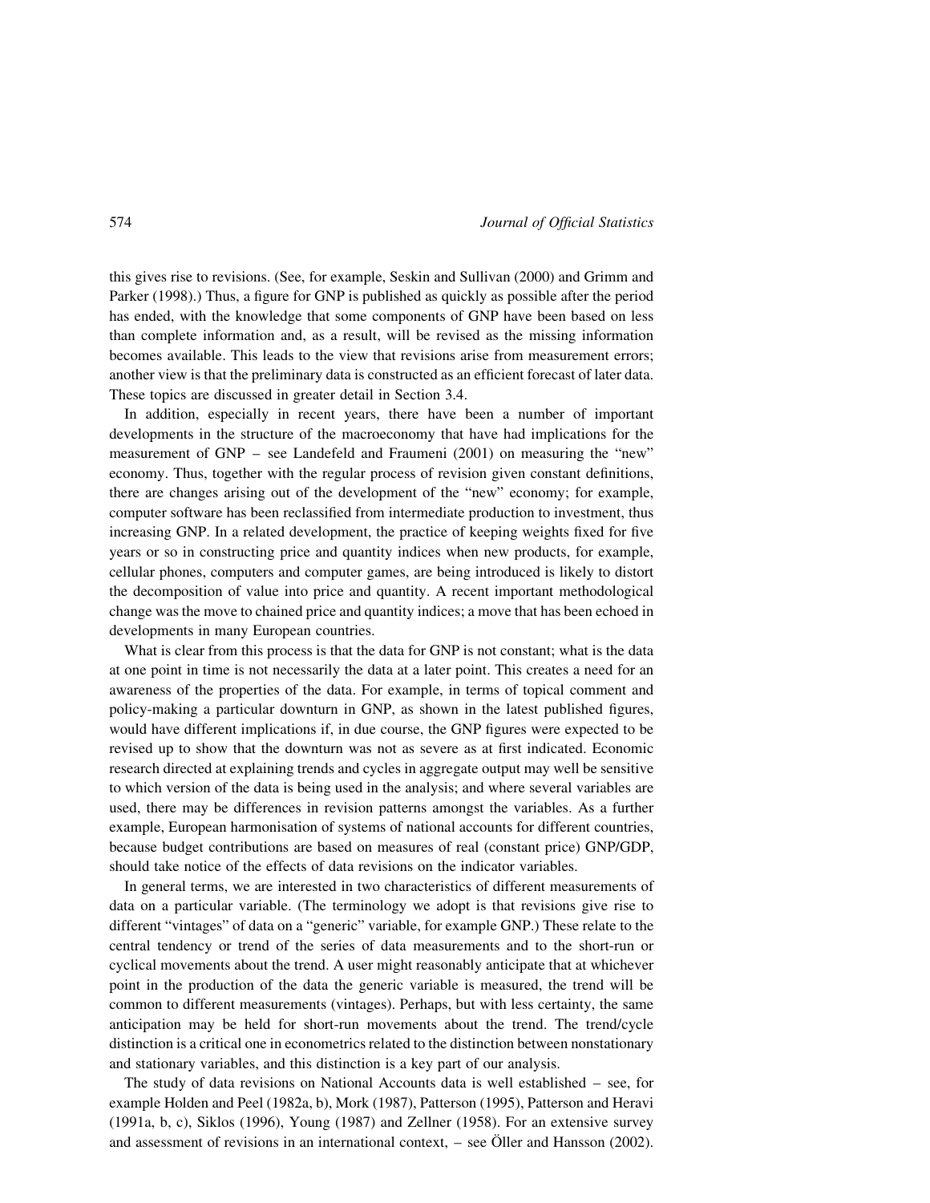this gives rise to revisions. (See, for example, Seskin and Sullivan (2000) and Grimm and Parker (1998).) Thus, a figure for GNP is published as quickly as possible after the period has ended, with the knowledge that some components of GNP have been based on less than complete information and, as a result, will be revised as the missing information becomes available. This leads to the view that revisions arise from measurement errors; another view is that the preliminary data is constructed as an efficient forecast of later data. These topics are discussed in greater detail in Section 3.4.

In addition, especially in recent years, there have been a number of important developments in the structure of the macroeconomy that have had implications for the measurement of GNP – see Landefeld and Fraumeni (2001) on measuring the "new" economy. Thus, together with the regular process of revision given constant definitions, there are changes arising out of the development of the "new" economy; for example, computer software has been reclassified from intermediate production to investment, thus increasing GNP. In a related development, the practice of keeping weights fixed for five years or so in constructing price and quantity indices when new products, for example, cellular phones, computers and computer games, are being introduced is likely to distort the decomposition of value into price and quantity. A recent important methodological change was the move to chained price and quantity indices; a move that has been echoed in developments in many European countries.

What is clear from this process is that the data for GNP is not constant; what is the data at one point in time is not necessarily the data at a later point. This creates a need for an awareness of the properties of the data. For example, in terms of topical comment and policy-making a particular downturn in GNP, as shown in the latest published figures, would have different implications if, in due course, the GNP figures were expected to be revised up to show that the downturn was not as severe as at first indicated. Economic research directed at explaining trends and cycles in aggregate output may well be sensitive to which version of the data is being used in the analysis; and where several variables are used, there may be differences in revision patterns amongst the variables. As a further example, European harmonisation of systems of national accounts for different countries, because budget contributions are based on measures of real (constant price) GNP/GDP, should take notice of the effects of data revisions on the indicator variables.

In general terms, we are interested in two characteristics of different measurements of data on a particular variable. (The terminology we adopt is that revisions give rise to different "vintages" of data on a "generic" variable, for example GNP.) These relate to the central tendency or trend of the series of data measurements and to the short-run or cyclical movements about the trend. A user might reasonably anticipate that at whichever point in the production of the data the generic variable is measured, the trend will be common to different measurements (vintages). Perhaps, but with less certainty, the same anticipation may be held for short-run movements about the trend. The trend/cycle distinction is a critical one in econometrics related to the distinction between nonstationary and stationary variables, and this distinction is a key part of our analysis.

The study of data revisions on National Accounts data is well established – see, for example Holden and Peel (1982a, b), Mork (1987), Patterson (1995), Patterson and Heravi (1991a, b, c), Siklos (1996), Young (1987) and Zellner (1958). For an extensive survey and assessment of revisions in an international context, – see Öller and Hansson (2002).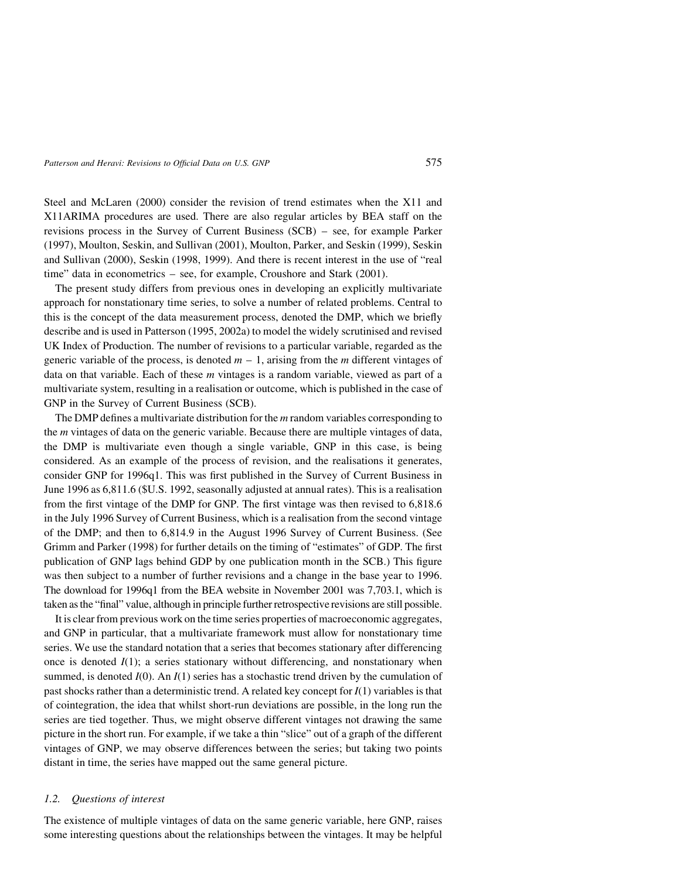Steel and McLaren (2000) consider the revision of trend estimates when the X11 and X11ARIMA procedures are used. There are also regular articles by BEA staff on the revisions process in the Survey of Current Business (SCB) – see, for example Parker (1997), Moulton, Seskin, and Sullivan (2001), Moulton, Parker, and Seskin (1999), Seskin and Sullivan (2000), Seskin (1998, 1999). And there is recent interest in the use of "real time" data in econometrics – see, for example, Croushore and Stark (2001).

The present study differs from previous ones in developing an explicitly multivariate approach for nonstationary time series, to solve a number of related problems. Central to this is the concept of the data measurement process, denoted the DMP, which we briefly describe and is used in Patterson (1995, 2002a) to model the widely scrutinised and revised UK Index of Production. The number of revisions to a particular variable, regarded as the generic variable of the process, is denoted $m - 1$, arising from the $m$ different vintages of data on that variable. Each of these $m$ vintages is a random variable, viewed as part of a multivariate system, resulting in a realisation or outcome, which is published in the case of GNP in the Survey of Current Business (SCB).

The DMP defines a multivariate distribution for the $m$ random variables corresponding to the $m$ vintages of data on the generic variable. Because there are multiple vintages of data, the DMP is multivariate even though a single variable, GNP in this case, is being considered. As an example of the process of revision, and the realisations it generates, consider GNP for 1996q1. This was first published in the Survey of Current Business in June 1996 as 6,811.6 (\$U.S. 1992, seasonally adjusted at annual rates). This is a realisation from the first vintage of the DMP for GNP. The first vintage was then revised to 6,818.6 in the July 1996 Survey of Current Business, which is a realisation from the second vintage of the DMP; and then to 6,814.9 in the August 1996 Survey of Current Business. (See Grimm and Parker (1998) for further details on the timing of "estimates" of GDP. The first publication of GNP lags behind GDP by one publication month in the SCB.) This figure was then subject to a number of further revisions and a change in the base year to 1996. The download for 1996q1 from the BEA website in November 2001 was 7,703.1, which is taken as the "final" value, although in principle further retrospective revisions are still possible.

It is clear from previous work on the time series properties of macroeconomic aggregates, and GNP in particular, that a multivariate framework must allow for nonstationary time series. We use the standard notation that a series that becomes stationary after differencing once is denoted $I(1)$; a series stationary without differencing, and nonstationary when summed, is denoted $I(0)$. An $I(1)$ series has a stochastic trend driven by the cumulation of past shocks rather than a deterministic trend. A related key concept for $I(1)$ variables is that of cointegration, the idea that whilst short-run deviations are possible, in the long run the series are tied together. Thus, we might observe different vintages not drawing the same picture in the short run. For example, if we take a thin "slice" out of a graph of the different vintages of GNP, we may observe differences between the series; but taking two points distant in time, the series have mapped out the same general picture.

### 1.2. *Questions of interest*

The existence of multiple vintages of data on the same generic variable, here GNP, raises some interesting questions about the relationships between the vintages. It may be helpful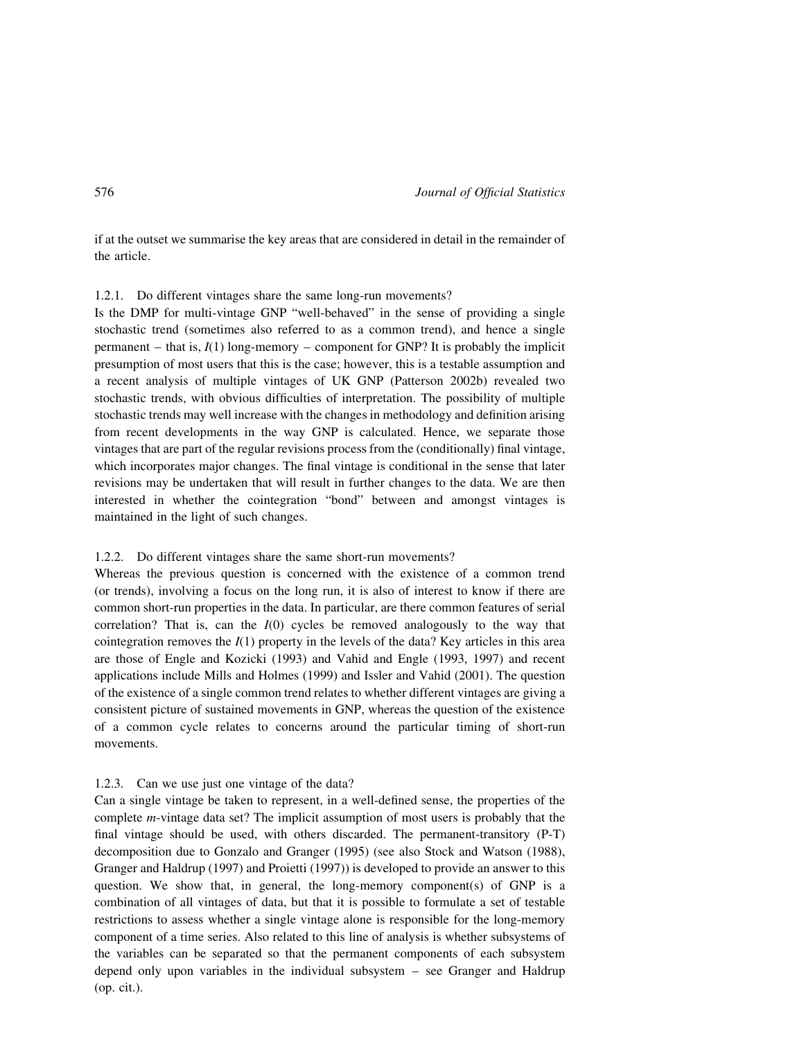if at the outset we summarise the key areas that are considered in detail in the remainder of the article.

#### 1.2.1. Do different vintages share the same long-run movements?

Is the DMP for multi-vintage GNP "well-behaved" in the sense of providing a single stochastic trend (sometimes also referred to as a common trend), and hence a single permanent – that is, $I(1)$ long-memory – component for GNP? It is probably the implicit presumption of most users that this is the case; however, this is a testable assumption and a recent analysis of multiple vintages of UK GNP (Patterson 2002b) revealed two stochastic trends, with obvious difficulties of interpretation. The possibility of multiple stochastic trends may well increase with the changes in methodology and definition arising from recent developments in the way GNP is calculated. Hence, we separate those vintages that are part of the regular revisions process from the (conditionally) final vintage, which incorporates major changes. The final vintage is conditional in the sense that later revisions may be undertaken that will result in further changes to the data. We are then interested in whether the cointegration "bond" between and amongst vintages is maintained in the light of such changes.

#### 1.2.2. Do different vintages share the same short-run movements?

Whereas the previous question is concerned with the existence of a common trend (or trends), involving a focus on the long run, it is also of interest to know if there are common short-run properties in the data. In particular, are there common features of serial correlation? That is, can the $I(0)$ cycles be removed analogously to the way that cointegration removes the $I(1)$ property in the levels of the data? Key articles in this area are those of Engle and Kozicki (1993) and Vahid and Engle (1993, 1997) and recent applications include Mills and Holmes (1999) and Issler and Vahid (2001). The question of the existence of a single common trend relates to whether different vintages are giving a consistent picture of sustained movements in GNP, whereas the question of the existence of a common cycle relates to concerns around the particular timing of short-run movements.

#### 1.2.3. Can we use just one vintage of the data?

Can a single vintage be taken to represent, in a well-defined sense, the properties of the complete $m$-vintage data set? The implicit assumption of most users is probably that the final vintage should be used, with others discarded. The permanent-transitory (P-T) decomposition due to Gonzalo and Granger (1995) (see also Stock and Watson (1988), Granger and Haldrup (1997) and Proietti (1997)) is developed to provide an answer to this question. We show that, in general, the long-memory component(s) of GNP is a combination of all vintages of data, but that it is possible to formulate a set of testable restrictions to assess whether a single vintage alone is responsible for the long-memory component of a time series. Also related to this line of analysis is whether subsystems of the variables can be separated so that the permanent components of each subsystem depend only upon variables in the individual subsystem – see Granger and Haldrup (op. cit.).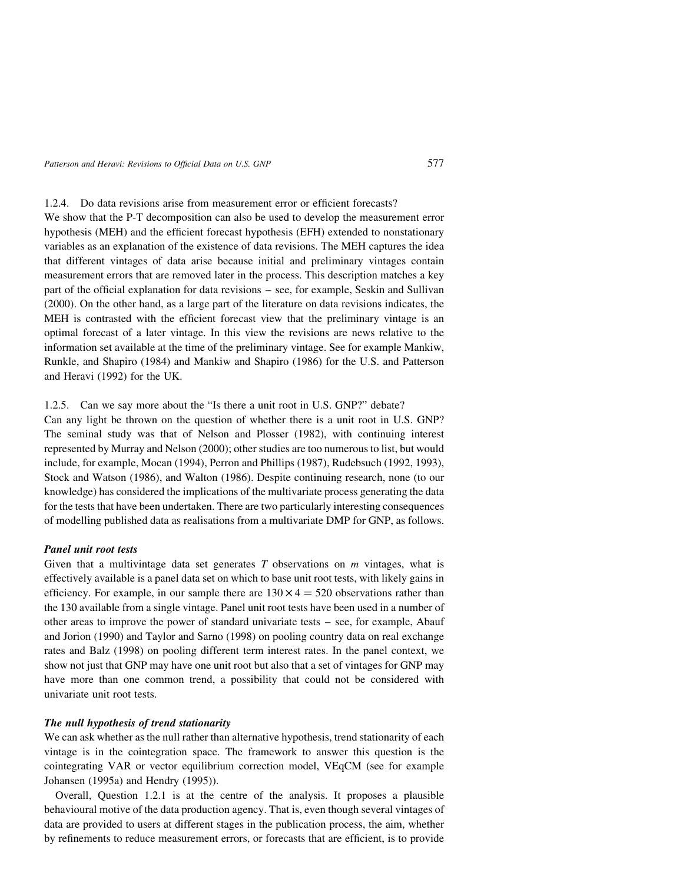1.2.4. Do data revisions arise from measurement error or efficient forecasts?

We show that the P-T decomposition can also be used to develop the measurement error hypothesis (MEH) and the efficient forecast hypothesis (EFH) extended to nonstationary variables as an explanation of the existence of data revisions. The MEH captures the idea that different vintages of data arise because initial and preliminary vintages contain measurement errors that are removed later in the process. This description matches a key part of the official explanation for data revisions – see, for example, Seskin and Sullivan (2000). On the other hand, as a large part of the literature on data revisions indicates, the MEH is contrasted with the efficient forecast view that the preliminary vintage is an optimal forecast of a later vintage. In this view the revisions are news relative to the information set available at the time of the preliminary vintage. See for example Mankiw, Runkle, and Shapiro (1984) and Mankiw and Shapiro (1986) for the U.S. and Patterson and Heravi (1992) for the UK.

1.2.5. Can we say more about the "Is there a unit root in U.S. GNP?" debate?

Can any light be thrown on the question of whether there is a unit root in U.S. GNP? The seminal study was that of Nelson and Plosser (1982), with continuing interest represented by Murray and Nelson (2000); other studies are too numerous to list, but would include, for example, Mocan (1994), Perron and Phillips (1987), Rudebsuch (1992, 1993), Stock and Watson (1986), and Walton (1986). Despite continuing research, none (to our knowledge) has considered the implications of the multivariate process generating the data for the tests that have been undertaken. There are two particularly interesting consequences of modelling published data as realisations from a multivariate DMP for GNP, as follows.

***Panel unit root tests***

Given that a multivintage data set generates $T$ observations on $m$ vintages, what is effectively available is a panel data set on which to base unit root tests, with likely gains in efficiency. For example, in our sample there are $130 \times 4 = 520$ observations rather than the 130 available from a single vintage. Panel unit root tests have been used in a number of other areas to improve the power of standard univariate tests – see, for example, Abauf and Jorion (1990) and Taylor and Sarno (1998) on pooling country data on real exchange rates and Balz (1998) on pooling different term interest rates. In the panel context, we show not just that GNP may have one unit root but also that a set of vintages for GNP may have more than one common trend, a possibility that could not be considered with univariate unit root tests.

***The null hypothesis of trend stationarity***

We can ask whether as the null rather than alternative hypothesis, trend stationarity of each vintage is in the cointegration space. The framework to answer this question is the cointegrating VAR or vector equilibrium correction model, VEqCM (see for example Johansen (1995a) and Hendry (1995)).

Overall, Question 1.2.1 is at the centre of the analysis. It proposes a plausible behavioural motive of the data production agency. That is, even though several vintages of data are provided to users at different stages in the publication process, the aim, whether by refinements to reduce measurement errors, or forecasts that are efficient, is to provide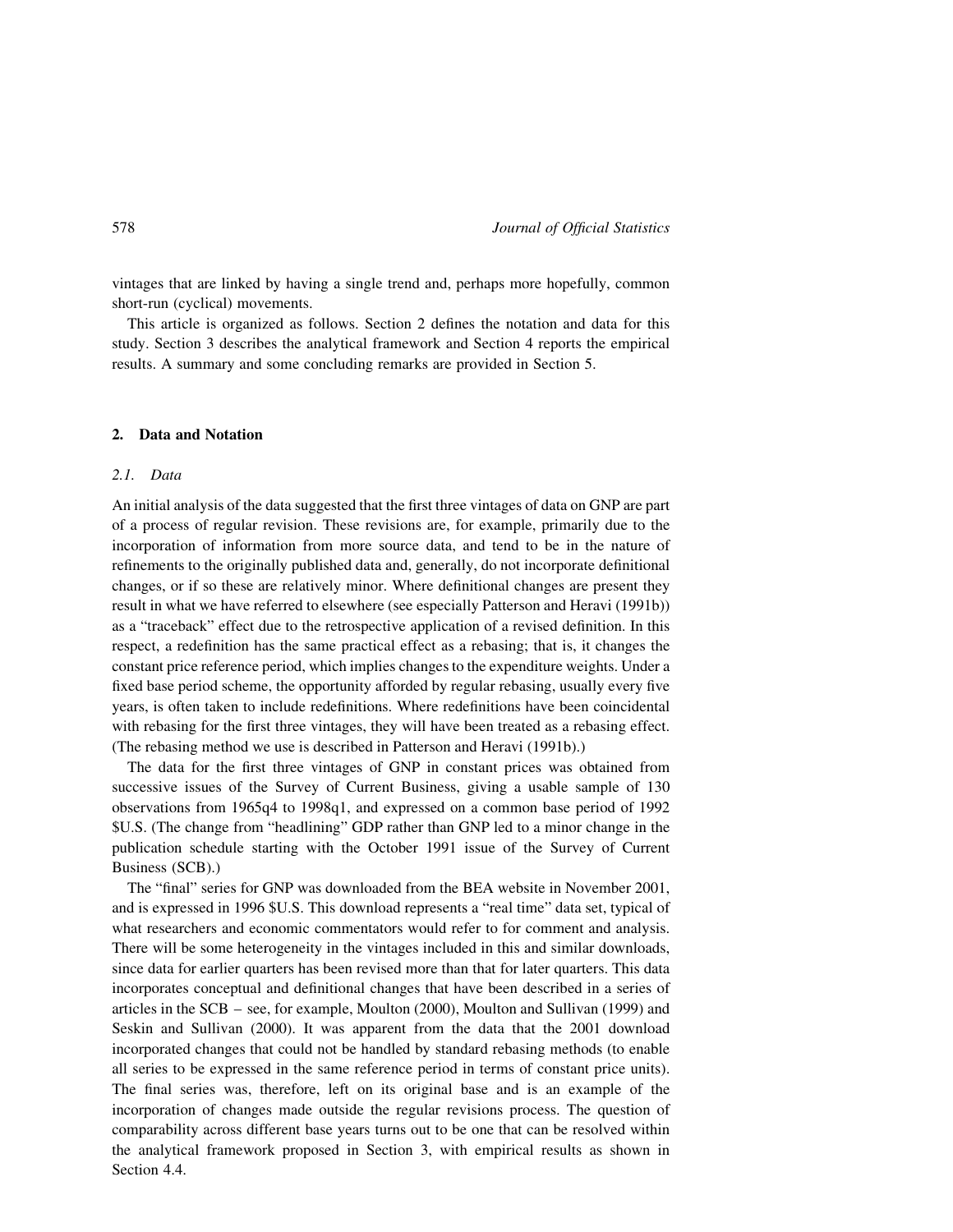vintages that are linked by having a single trend and, perhaps more hopefully, common short-run (cyclical) movements.

This article is organized as follows. Section 2 defines the notation and data for this study. Section 3 describes the analytical framework and Section 4 reports the empirical results. A summary and some concluding remarks are provided in Section 5.

## 2. Data and Notation

### *2.1. Data*

An initial analysis of the data suggested that the first three vintages of data on GNP are part of a process of regular revision. These revisions are, for example, primarily due to the incorporation of information from more source data, and tend to be in the nature of refinements to the originally published data and, generally, do not incorporate definitional changes, or if so these are relatively minor. Where definitional changes are present they result in what we have referred to elsewhere (see especially Patterson and Heravi (1991b)) as a "traceback" effect due to the retrospective application of a revised definition. In this respect, a redefinition has the same practical effect as a rebasing; that is, it changes the constant price reference period, which implies changes to the expenditure weights. Under a fixed base period scheme, the opportunity afforded by regular rebasing, usually every five years, is often taken to include redefinitions. Where redefinitions have been coincidental with rebasing for the first three vintages, they will have been treated as a rebasing effect. (The rebasing method we use is described in Patterson and Heravi (1991b).)

The data for the first three vintages of GNP in constant prices was obtained from successive issues of the Survey of Current Business, giving a usable sample of 130 observations from 1965q4 to 1998q1, and expressed on a common base period of 1992 $U.S. (The change from "headlining" GDP rather than GNP led to a minor change in the publication schedule starting with the October 1991 issue of the Survey of Current Business (SCB).)

The "final" series for GNP was downloaded from the BEA website in November 2001, and is expressed in 1996 $U.S. This download represents a "real time" data set, typical of what researchers and economic commentators would refer to for comment and analysis. There will be some heterogeneity in the vintages included in this and similar downloads, since data for earlier quarters has been revised more than that for later quarters. This data incorporates conceptual and definitional changes that have been described in a series of articles in the SCB – see, for example, Moulton (2000), Moulton and Sullivan (1999) and Seskin and Sullivan (2000). It was apparent from the data that the 2001 download incorporated changes that could not be handled by standard rebasing methods (to enable all series to be expressed in the same reference period in terms of constant price units). The final series was, therefore, left on its original base and is an example of the incorporation of changes made outside the regular revisions process. The question of comparability across different base years turns out to be one that can be resolved within the analytical framework proposed in Section 3, with empirical results as shown in Section 4.4.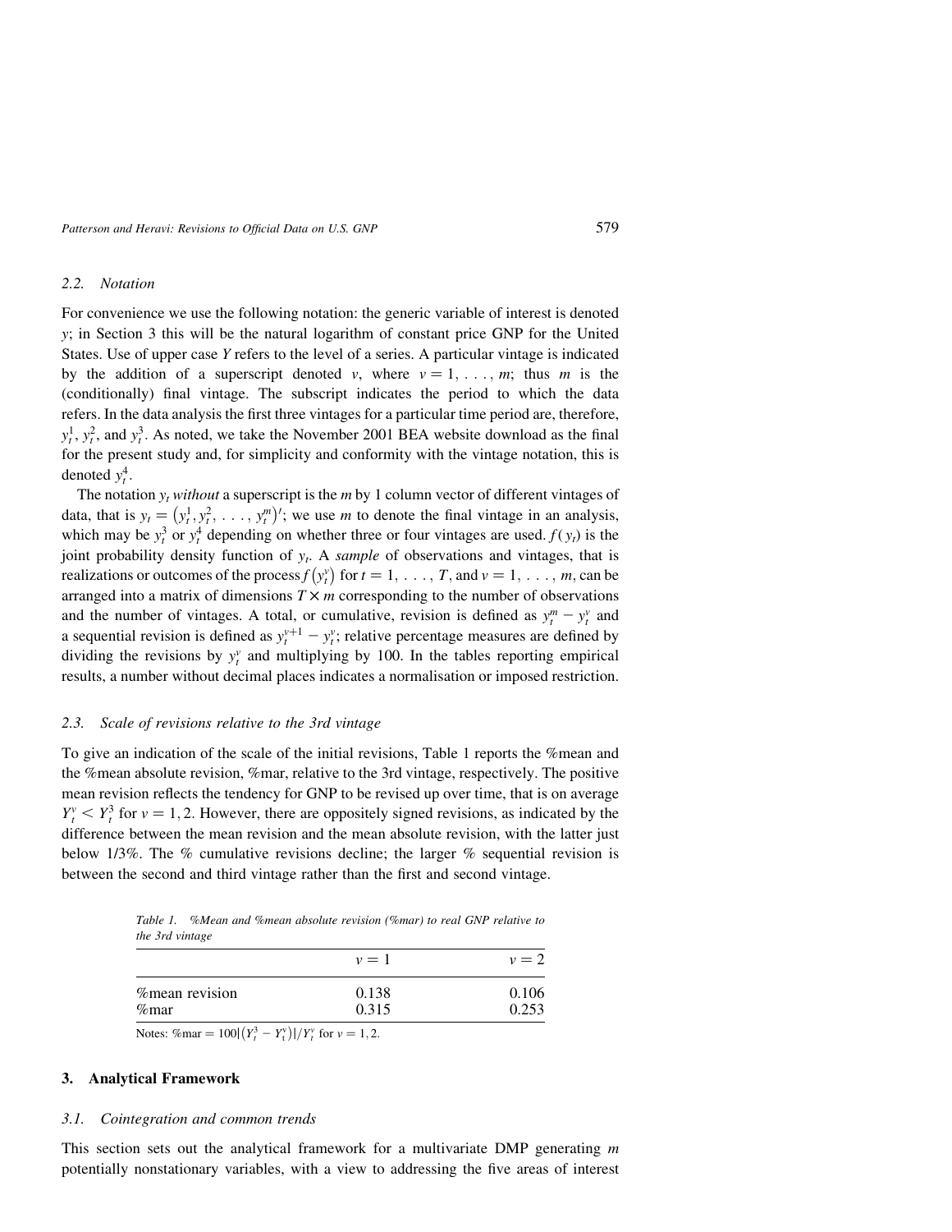### 2.2. Notation

For convenience we use the following notation: the generic variable of interest is denoted $y$; in Section 3 this will be the natural logarithm of constant price GNP for the United States. Use of upper case $Y$ refers to the level of a series. A particular vintage is indicated by the addition of a superscript denoted $v$, where $v = 1, \ldots, m$; thus $m$ is the (conditionally) final vintage. The subscript indicates the period to which the data refers. In the data analysis the first three vintages for a particular time period are, therefore, $y_t^1$, $y_t^2$, and $y_t^3$. As noted, we take the November 2001 BEA website download as the final for the present study and, for simplicity and conformity with the vintage notation, this is denoted $y_t^4$.

The notation $y_t$ *without* a superscript is the $m$ by 1 column vector of different vintages of data, that is $y_t = \left(y_t^1, y_t^2, \ldots, y_t^m\right)'$; we use $m$ to denote the final vintage in an analysis, which may be $y_t^3$ or $y_t^4$ depending on whether three or four vintages are used. $f(y_t)$ is the joint probability density function of $y_t$. A *sample* of observations and vintages, that is realizations or outcomes of the process $f\left(y_t^v\right)$ for $t = 1, \ldots, T$, and $v = 1, \ldots, m$, can be arranged into a matrix of dimensions $T \times m$ corresponding to the number of observations and the number of vintages. A total, or cumulative, revision is defined as $y_t^m - y_t^v$ and a sequential revision is defined as $y_t^{v+1} - y_t^v$; relative percentage measures are defined by dividing the revisions by $y_t^v$ and multiplying by 100. In the tables reporting empirical results, a number without decimal places indicates a normalisation or imposed restriction.

### 2.3. Scale of revisions relative to the 3rd vintage

To give an indication of the scale of the initial revisions, Table 1 reports the %mean and the %mean absolute revision, %mar, relative to the 3rd vintage, respectively. The positive mean revision reflects the tendency for GNP to be revised up over time, that is on average $Y_t^v < Y_t^3$ for $v = 1, 2$. However, there are oppositely signed revisions, as indicated by the difference between the mean revision and the mean absolute revision, with the latter just below 1/3%. The % cumulative revisions decline; the larger % sequential revision is between the second and third vintage rather than the first and second vintage.

*Table 1. %Mean and %mean absolute revision (%mar) to real GNP relative to the 3rd vintage*

| | $v = 1$ | $v = 2$ |
|---|---|---|
| %mean revision | 0.138 | 0.106 |
| %mar | 0.315 | 0.253 |

Notes: %mar $= 100\left|\left(Y_t^3 - Y_t^v\right)\right|/Y_t^v$ for $v = 1, 2$.

## 3. Analytical Framework

### 3.1. Cointegration and common trends

This section sets out the analytical framework for a multivariate DMP generating $m$ potentially nonstationary variables, with a view to addressing the five areas of interest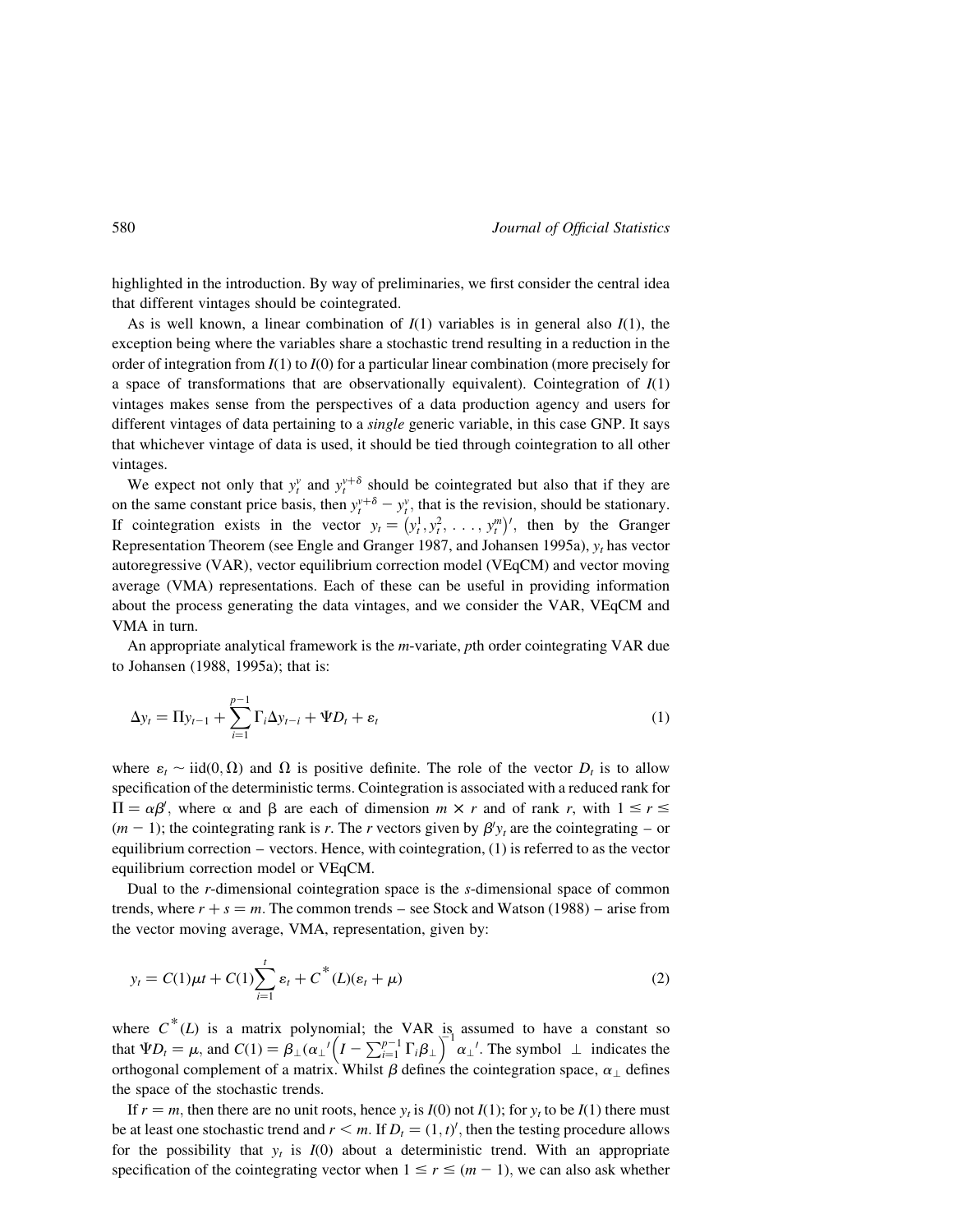highlighted in the introduction. By way of preliminaries, we first consider the central idea that different vintages should be cointegrated.

As is well known, a linear combination of $I(1)$ variables is in general also $I(1)$, the exception being where the variables share a stochastic trend resulting in a reduction in the order of integration from $I(1)$ to $I(0)$ for a particular linear combination (more precisely for a space of transformations that are observationally equivalent). Cointegration of $I(1)$ vintages makes sense from the perspectives of a data production agency and users for different vintages of data pertaining to a *single* generic variable, in this case GNP. It says that whichever vintage of data is used, it should be tied through cointegration to all other vintages.

We expect not only that $y_t^v$ and $y_t^{v+\delta}$ should be cointegrated but also that if they are on the same constant price basis, then $y_t^{v+\delta} - y_t^v$, that is the revision, should be stationary. If cointegration exists in the vector $y_t = \left(y_t^1, y_t^2, \ldots, y_t^m\right)'$, then by the Granger Representation Theorem (see Engle and Granger 1987, and Johansen 1995a), $y_t$ has vector autoregressive (VAR), vector equilibrium correction model (VEqCM) and vector moving average (VMA) representations. Each of these can be useful in providing information about the process generating the data vintages, and we consider the VAR, VEqCM and VMA in turn.

An appropriate analytical framework is the $m$-variate, $p$th order cointegrating VAR due to Johansen (1988, 1995a); that is:

$$\Delta y_t = \Pi y_{t-1} + \sum_{i=1}^{p-1} \Gamma_i \Delta y_{t-i} + \Psi D_t + \varepsilon_t \tag{1}$$

where $\varepsilon_t \sim \text{iid}(0, \Omega)$ and $\Omega$ is positive definite. The role of the vector $D_t$ is to allow specification of the deterministic terms. Cointegration is associated with a reduced rank for $\Pi = \alpha\beta'$, where $\alpha$ and $\beta$ are each of dimension $m \times r$ and of rank $r$, with $1 \leq r \leq (m-1)$; the cointegrating rank is $r$. The $r$ vectors given by $\beta' y_t$ are the cointegrating – or equilibrium correction – vectors. Hence, with cointegration, (1) is referred to as the vector equilibrium correction model or VEqCM.

Dual to the $r$-dimensional cointegration space is the $s$-dimensional space of common trends, where $r + s = m$. The common trends – see Stock and Watson (1988) – arise from the vector moving average, VMA, representation, given by:

$$y_t = C(1)\mu t + C(1)\sum_{i=1}^{t} \varepsilon_t + C^*(L)(\varepsilon_t + \mu) \tag{2}$$

where $C^*(L)$ is a matrix polynomial; the VAR is assumed to have a constant so that $\Psi D_t = \mu$, and $C(1) = \beta_\perp\left(\alpha_\perp'\left(I - \sum_{i=1}^{p-1} \Gamma_i \beta_\perp\right)^{-1} \alpha_\perp'\right.$. The symbol $\perp$ indicates the orthogonal complement of a matrix. Whilst $\beta$ defines the cointegration space, $\alpha_\perp$ defines the space of the stochastic trends.

If $r = m$, then there are no unit roots, hence $y_t$ is $I(0)$ not $I(1)$; for $y_t$ to be $I(1)$ there must be at least one stochastic trend and $r < m$. If $D_t = (1, t)'$, then the testing procedure allows for the possibility that $y_t$ is $I(0)$ about a deterministic trend. With an appropriate specification of the cointegrating vector when $1 \leq r \leq (m-1)$, we can also ask whether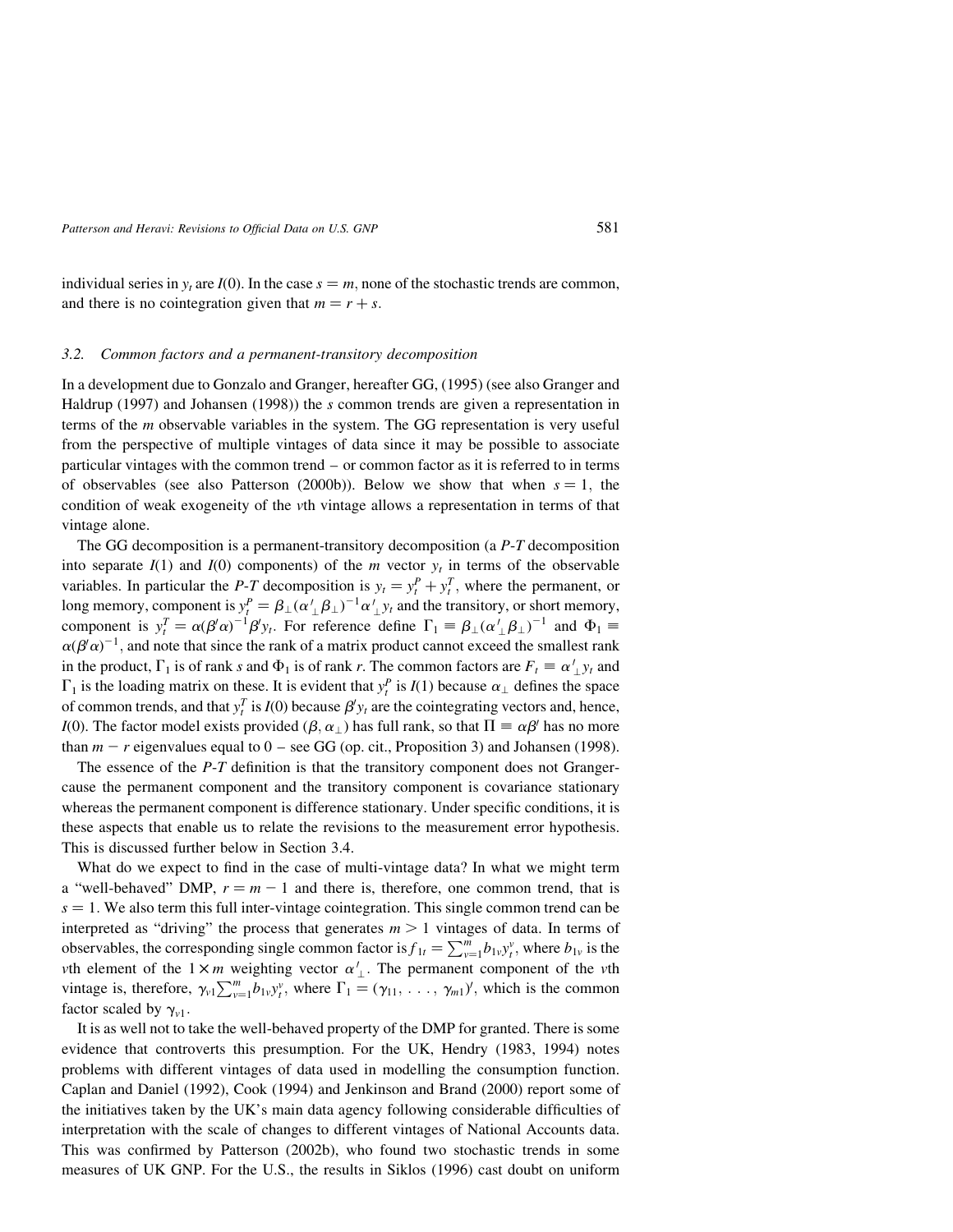individual series in $y_t$ are $I(0)$. In the case $s = m$, none of the stochastic trends are common, and there is no cointegration given that $m = r + s$.

### 3.2. *Common factors and a permanent-transitory decomposition*

In a development due to Gonzalo and Granger, hereafter GG, (1995) (see also Granger and Haldrup (1997) and Johansen (1998)) the $s$ common trends are given a representation in terms of the $m$ observable variables in the system. The GG representation is very useful from the perspective of multiple vintages of data since it may be possible to associate particular vintages with the common trend – or common factor as it is referred to in terms of observables (see also Patterson (2000b)). Below we show that when $s = 1$, the condition of weak exogeneity of the $v$th vintage allows a representation in terms of that vintage alone.

The GG decomposition is a permanent-transitory decomposition (a *P-T* decomposition into separate $I(1)$ and $I(0)$ components) of the $m$ vector $y_t$ in terms of the observable variables. In particular the *P-T* decomposition is $y_t = y_t^P + y_t^T$, where the permanent, or long memory, component is $y_t^P = \beta_\perp(\alpha'_\perp\beta_\perp)^{-1}\alpha'_\perp y_t$ and the transitory, or short memory, component is $y_t^T = \alpha(\beta'\alpha)^{-1}\beta' y_t$. For reference define $\Gamma_1 \equiv \beta_\perp(\alpha'_\perp\beta_\perp)^{-1}$ and $\Phi_1 \equiv \alpha(\beta'\alpha)^{-1}$, and note that since the rank of a matrix product cannot exceed the smallest rank in the product, $\Gamma_1$ is of rank $s$ and $\Phi_1$ is of rank $r$. The common factors are $F_t \equiv \alpha'_\perp y_t$ and $\Gamma_1$ is the loading matrix on these. It is evident that $y_t^P$ is $I(1)$ because $\alpha_\perp$ defines the space of common trends, and that $y_t^T$ is $I(0)$ because $\beta' y_t$ are the cointegrating vectors and, hence, $I(0)$. The factor model exists provided $(\beta, \alpha_\perp)$ has full rank, so that $\Pi \equiv \alpha\beta'$ has no more than $m - r$ eigenvalues equal to 0 – see GG (op. cit., Proposition 3) and Johansen (1998).

The essence of the *P-T* definition is that the transitory component does not Granger-cause the permanent component and the transitory component is covariance stationary whereas the permanent component is difference stationary. Under specific conditions, it is these aspects that enable us to relate the revisions to the measurement error hypothesis. This is discussed further below in Section 3.4.

What do we expect to find in the case of multi-vintage data? In what we might term a "well-behaved" DMP, $r = m - 1$ and there is, therefore, one common trend, that is $s = 1$. We also term this full inter-vintage cointegration. This single common trend can be interpreted as "driving" the process that generates $m > 1$ vintages of data. In terms of observables, the corresponding single common factor is $f_{1t} = \sum_{v=1}^{m} b_{1v} y_t^v$, where $b_{1v}$ is the $v$th element of the $1 \times m$ weighting vector $\alpha'_\perp$. The permanent component of the $v$th vintage is, therefore, $\gamma_{v1}\sum_{v=1}^{m} b_{1v} y_t^v$, where $\Gamma_1 = (\gamma_{11}, \ldots, \gamma_{m1})'$, which is the common factor scaled by $\gamma_{v1}$.

It is as well not to take the well-behaved property of the DMP for granted. There is some evidence that controverts this presumption. For the UK, Hendry (1983, 1994) notes problems with different vintages of data used in modelling the consumption function. Caplan and Daniel (1992), Cook (1994) and Jenkinson and Brand (2000) report some of the initiatives taken by the UK's main data agency following considerable difficulties of interpretation with the scale of changes to different vintages of National Accounts data. This was confirmed by Patterson (2002b), who found two stochastic trends in some measures of UK GNP. For the U.S., the results in Siklos (1996) cast doubt on uniform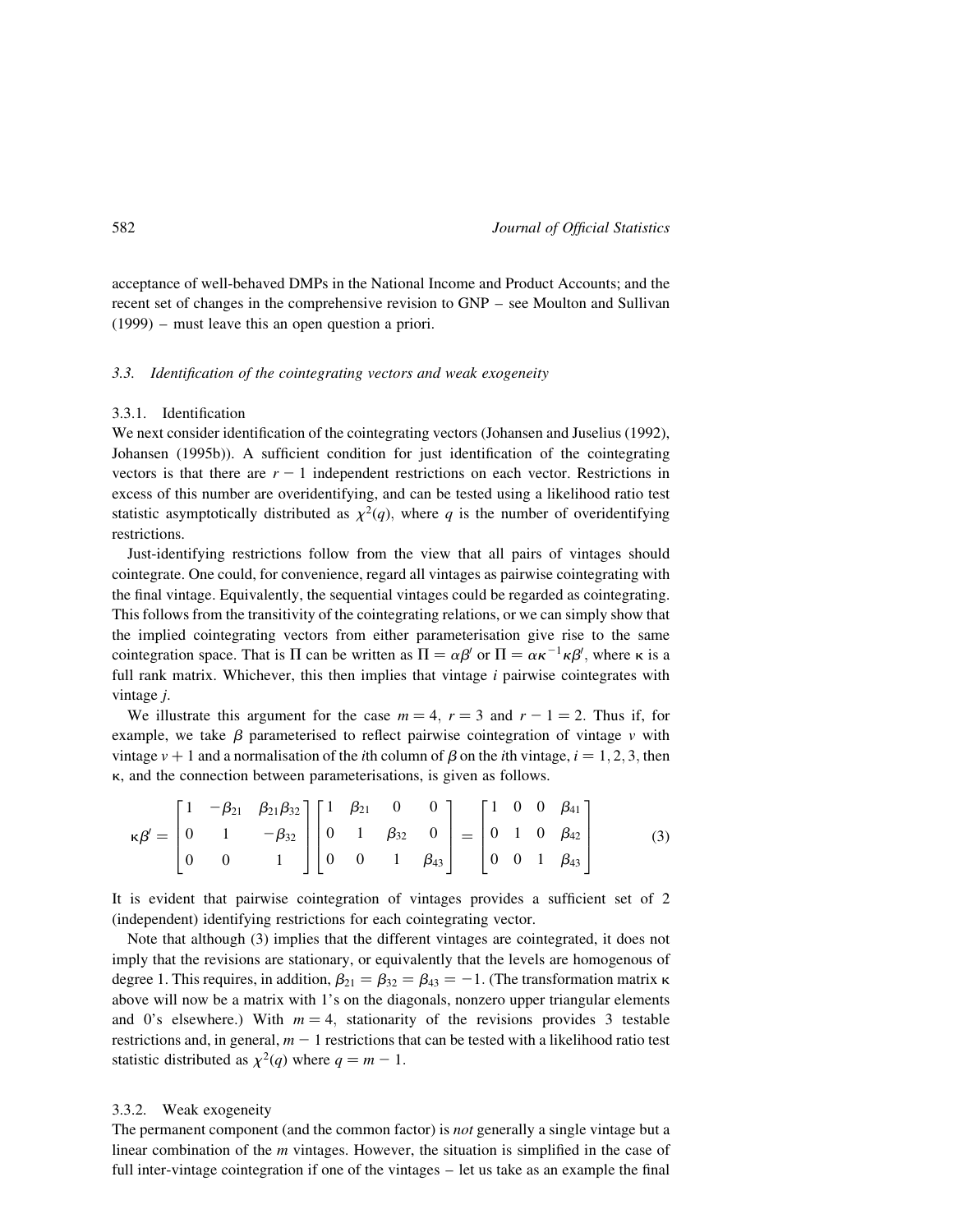acceptance of well-behaved DMPs in the National Income and Product Accounts; and the recent set of changes in the comprehensive revision to GNP – see Moulton and Sullivan (1999) – must leave this an open question a priori.

### 3.3. *Identification of the cointegrating vectors and weak exogeneity*

#### 3.3.1. Identification

We next consider identification of the cointegrating vectors (Johansen and Juselius (1992), Johansen (1995b)). A sufficient condition for just identification of the cointegrating vectors is that there are $r-1$ independent restrictions on each vector. Restrictions in excess of this number are overidentifying, and can be tested using a likelihood ratio test statistic asymptotically distributed as $\chi^2(q)$, where $q$ is the number of overidentifying restrictions.

Just-identifying restrictions follow from the view that all pairs of vintages should cointegrate. One could, for convenience, regard all vintages as pairwise cointegrating with the final vintage. Equivalently, the sequential vintages could be regarded as cointegrating. This follows from the transitivity of the cointegrating relations, or we can simply show that the implied cointegrating vectors from either parameterisation give rise to the same cointegration space. That is $\Pi$ can be written as $\Pi = \alpha\beta'$ or $\Pi = \alpha\kappa^{-1}\kappa\beta'$, where $\kappa$ is a full rank matrix. Whichever, this then implies that vintage $i$ pairwise cointegrates with vintage $j$.

We illustrate this argument for the case $m=4$, $r=3$ and $r-1=2$. Thus if, for example, we take $\beta$ parameterised to reflect pairwise cointegration of vintage $v$ with vintage $v+1$ and a normalisation of the $i$th column of $\beta$ on the $i$th vintage, $i=1,2,3$, then $\kappa$, and the connection between parameterisations, is given as follows.

$$\kappa\beta' = \begin{bmatrix} 1 & -\beta_{21} & \beta_{21}\beta_{32} \\ 0 & 1 & -\beta_{32} \\ 0 & 0 & 1 \end{bmatrix} \begin{bmatrix} 1 & \beta_{21} & 0 & 0 \\ 0 & 1 & \beta_{32} & 0 \\ 0 & 0 & 1 & \beta_{43} \end{bmatrix} = \begin{bmatrix} 1 & 0 & 0 & \beta_{41} \\ 0 & 1 & 0 & \beta_{42} \\ 0 & 0 & 1 & \beta_{43} \end{bmatrix} \tag{3}$$

It is evident that pairwise cointegration of vintages provides a sufficient set of 2 (independent) identifying restrictions for each cointegrating vector.

Note that although (3) implies that the different vintages are cointegrated, it does not imply that the revisions are stationary, or equivalently that the levels are homogenous of degree 1. This requires, in addition, $\beta_{21} = \beta_{32} = \beta_{43} = -1$. (The transformation matrix $\kappa$ above will now be a matrix with 1's on the diagonals, nonzero upper triangular elements and 0's elsewhere.) With $m=4$, stationarity of the revisions provides 3 testable restrictions and, in general, $m-1$ restrictions that can be tested with a likelihood ratio test statistic distributed as $\chi^2(q)$ where $q = m-1$.

#### 3.3.2. Weak exogeneity

The permanent component (and the common factor) is *not* generally a single vintage but a linear combination of the $m$ vintages. However, the situation is simplified in the case of full inter-vintage cointegration if one of the vintages – let us take as an example the final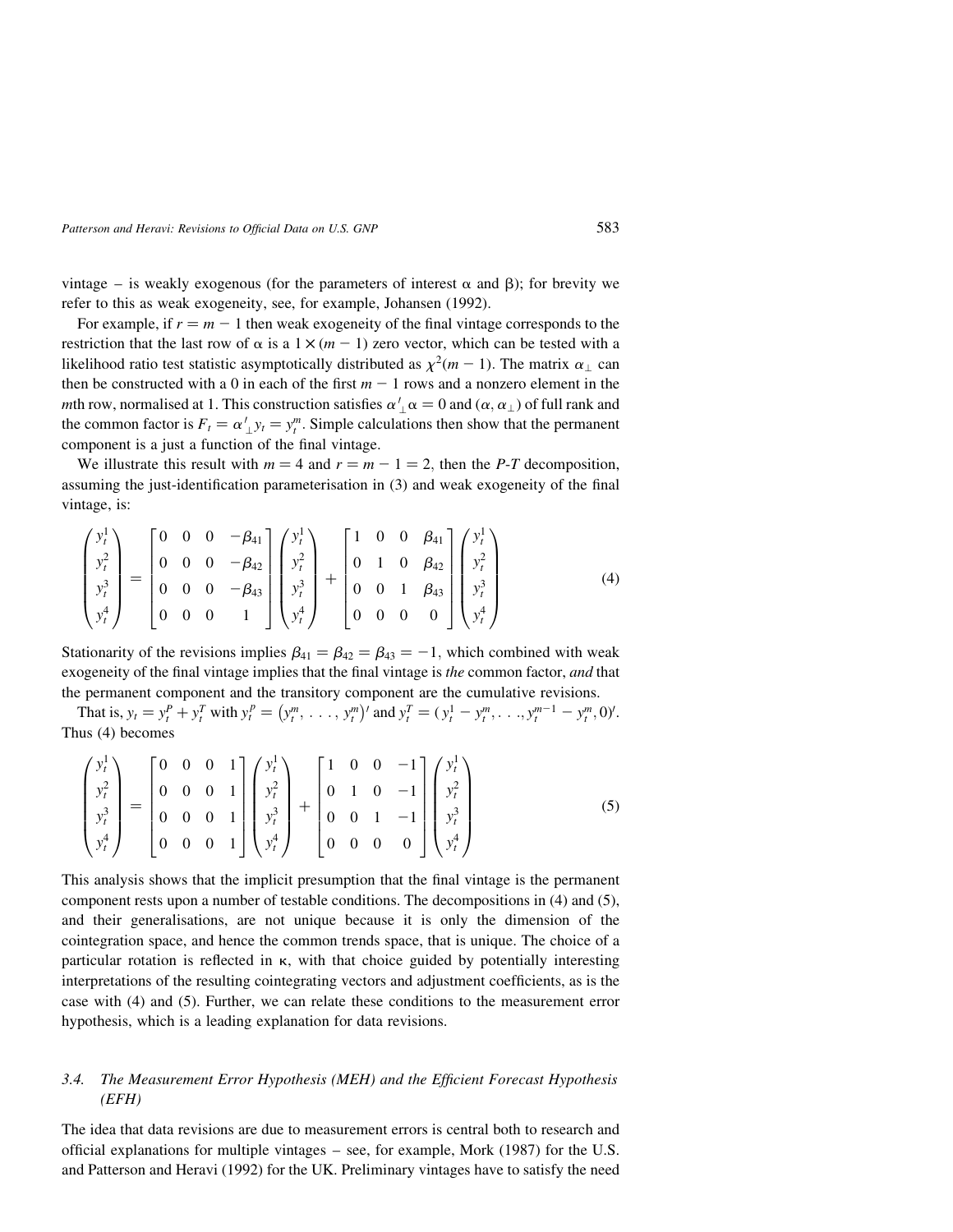vintage – is weakly exogenous (for the parameters of interest $\alpha$ and $\beta$); for brevity we refer to this as weak exogeneity, see, for example, Johansen (1992).

For example, if $r = m - 1$ then weak exogeneity of the final vintage corresponds to the restriction that the last row of $\alpha$ is a $1 \times (m-1)$ zero vector, which can be tested with a likelihood ratio test statistic asymptotically distributed as $\chi^2(m-1)$. The matrix $\alpha_\perp$ can then be constructed with a 0 in each of the first $m-1$ rows and a nonzero element in the $m$th row, normalised at 1. This construction satisfies $\alpha'_\perp \alpha = 0$ and $(\alpha, \alpha_\perp)$ of full rank and the common factor is $F_t = \alpha'_\perp y_t = y_t^m$. Simple calculations then show that the permanent component is a just a function of the final vintage.

We illustrate this result with $m = 4$ and $r = m - 1 = 2$, then the *P-T* decomposition, assuming the just-identification parameterisation in (3) and weak exogeneity of the final vintage, is:

$$
\begin{pmatrix} y_t^1 \\ y_t^2 \\ y_t^3 \\ y_t^4 \end{pmatrix} = \begin{bmatrix} 0 & 0 & 0 & -\beta_{41} \\ 0 & 0 & 0 & -\beta_{42} \\ 0 & 0 & 0 & -\beta_{43} \\ 0 & 0 & 0 & 1 \end{bmatrix} \begin{pmatrix} y_t^1 \\ y_t^2 \\ y_t^3 \\ y_t^4 \end{pmatrix} + \begin{bmatrix} 1 & 0 & 0 & \beta_{41} \\ 0 & 1 & 0 & \beta_{42} \\ 0 & 0 & 1 & \beta_{43} \\ 0 & 0 & 0 & 0 \end{bmatrix} \begin{pmatrix} y_t^1 \\ y_t^2 \\ y_t^3 \\ y_t^4 \end{pmatrix} \tag{4}
$$

Stationarity of the revisions implies $\beta_{41} = \beta_{42} = \beta_{43} = -1$, which combined with weak exogeneity of the final vintage implies that the final vintage is *the* common factor, *and* that the permanent component and the transitory component are the cumulative revisions.

That is, $y_t = y_t^P + y_t^T$ with $y_t^p = (y_t^m, \ldots, y_t^m)'$ and $y_t^T = (y_t^1 - y_t^m, \ldots, y_t^{m-1} - y_t^m, 0)'$. Thus (4) becomes

$$
\begin{pmatrix} y_t^1 \\ y_t^2 \\ y_t^3 \\ y_t^4 \end{pmatrix} = \begin{bmatrix} 0 & 0 & 0 & 1 \\ 0 & 0 & 0 & 1 \\ 0 & 0 & 0 & 1 \\ 0 & 0 & 0 & 1 \end{bmatrix} \begin{pmatrix} y_t^1 \\ y_t^2 \\ y_t^3 \\ y_t^4 \end{pmatrix} + \begin{bmatrix} 1 & 0 & 0 & -1 \\ 0 & 1 & 0 & -1 \\ 0 & 0 & 1 & -1 \\ 0 & 0 & 0 & 0 \end{bmatrix} \begin{pmatrix} y_t^1 \\ y_t^2 \\ y_t^3 \\ y_t^4 \end{pmatrix} \tag{5}
$$

This analysis shows that the implicit presumption that the final vintage is the permanent component rests upon a number of testable conditions. The decompositions in (4) and (5), and their generalisations, are not unique because it is only the dimension of the cointegration space, and hence the common trends space, that is unique. The choice of a particular rotation is reflected in $\kappa$, with that choice guided by potentially interesting interpretations of the resulting cointegrating vectors and adjustment coefficients, as is the case with (4) and (5). Further, we can relate these conditions to the measurement error hypothesis, which is a leading explanation for data revisions.

### 3.4. *The Measurement Error Hypothesis (MEH) and the Efficient Forecast Hypothesis (EFH)*

The idea that data revisions are due to measurement errors is central both to research and official explanations for multiple vintages – see, for example, Mork (1987) for the U.S. and Patterson and Heravi (1992) for the UK. Preliminary vintages have to satisfy the need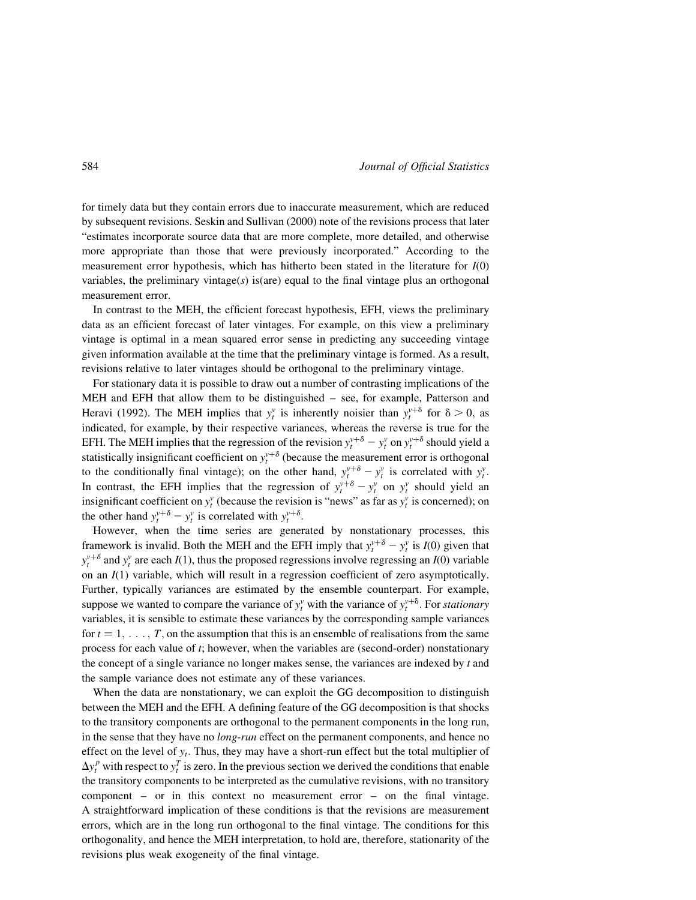for timely data but they contain errors due to inaccurate measurement, which are reduced by subsequent revisions. Seskin and Sullivan (2000) note of the revisions process that later "estimates incorporate source data that are more complete, more detailed, and otherwise more appropriate than those that were previously incorporated." According to the measurement error hypothesis, which has hitherto been stated in the literature for $I(0)$ variables, the preliminary vintage(*s*) is(are) equal to the final vintage plus an orthogonal measurement error.

In contrast to the MEH, the efficient forecast hypothesis, EFH, views the preliminary data as an efficient forecast of later vintages. For example, on this view a preliminary vintage is optimal in a mean squared error sense in predicting any succeeding vintage given information available at the time that the preliminary vintage is formed. As a result, revisions relative to later vintages should be orthogonal to the preliminary vintage.

For stationary data it is possible to draw out a number of contrasting implications of the MEH and EFH that allow them to be distinguished – see, for example, Patterson and Heravi (1992). The MEH implies that $y_t^v$ is inherently noisier than $y_t^{v+\delta}$ for $\delta > 0$, as indicated, for example, by their respective variances, whereas the reverse is true for the EFH. The MEH implies that the regression of the revision $y_t^{v+\delta} - y_t^v$ on $y_t^{v+\delta}$ should yield a statistically insignificant coefficient on $y_t^{v+\delta}$ (because the measurement error is orthogonal to the conditionally final vintage); on the other hand, $y_t^{v+\delta} - y_t^v$ is correlated with $y_t^v$. In contrast, the EFH implies that the regression of $y_t^{v+\delta} - y_t^v$ on $y_t^v$ should yield an insignificant coefficient on $y_t^v$ (because the revision is "news" as far as $y_t^v$ is concerned); on the other hand $y_t^{v+\delta} - y_t^v$ is correlated with $y_t^{v+\delta}$.

However, when the time series are generated by nonstationary processes, this framework is invalid. Both the MEH and the EFH imply that $y_t^{v+\delta} - y_t^v$ is $I(0)$ given that $y_t^{v+\delta}$ and $y_t^v$ are each $I(1)$, thus the proposed regressions involve regressing an $I(0)$ variable on an $I(1)$ variable, which will result in a regression coefficient of zero asymptotically. Further, typically variances are estimated by the ensemble counterpart. For example, suppose we wanted to compare the variance of $y_t^v$ with the variance of $y_t^{v+\delta}$. For *stationary* variables, it is sensible to estimate these variances by the corresponding sample variances for $t = 1, \ldots, T$, on the assumption that this is an ensemble of realisations from the same process for each value of $t$; however, when the variables are (second-order) nonstationary the concept of a single variance no longer makes sense, the variances are indexed by $t$ and the sample variance does not estimate any of these variances.

When the data are nonstationary, we can exploit the GG decomposition to distinguish between the MEH and the EFH. A defining feature of the GG decomposition is that shocks to the transitory components are orthogonal to the permanent components in the long run, in the sense that they have no *long-run* effect on the permanent components, and hence no effect on the level of $y_t$. Thus, they may have a short-run effect but the total multiplier of $\Delta y_t^P$ with respect to $y_t^T$ is zero. In the previous section we derived the conditions that enable the transitory components to be interpreted as the cumulative revisions, with no transitory component – or in this context no measurement error – on the final vintage. A straightforward implication of these conditions is that the revisions are measurement errors, which are in the long run orthogonal to the final vintage. The conditions for this orthogonality, and hence the MEH interpretation, to hold are, therefore, stationarity of the revisions plus weak exogeneity of the final vintage.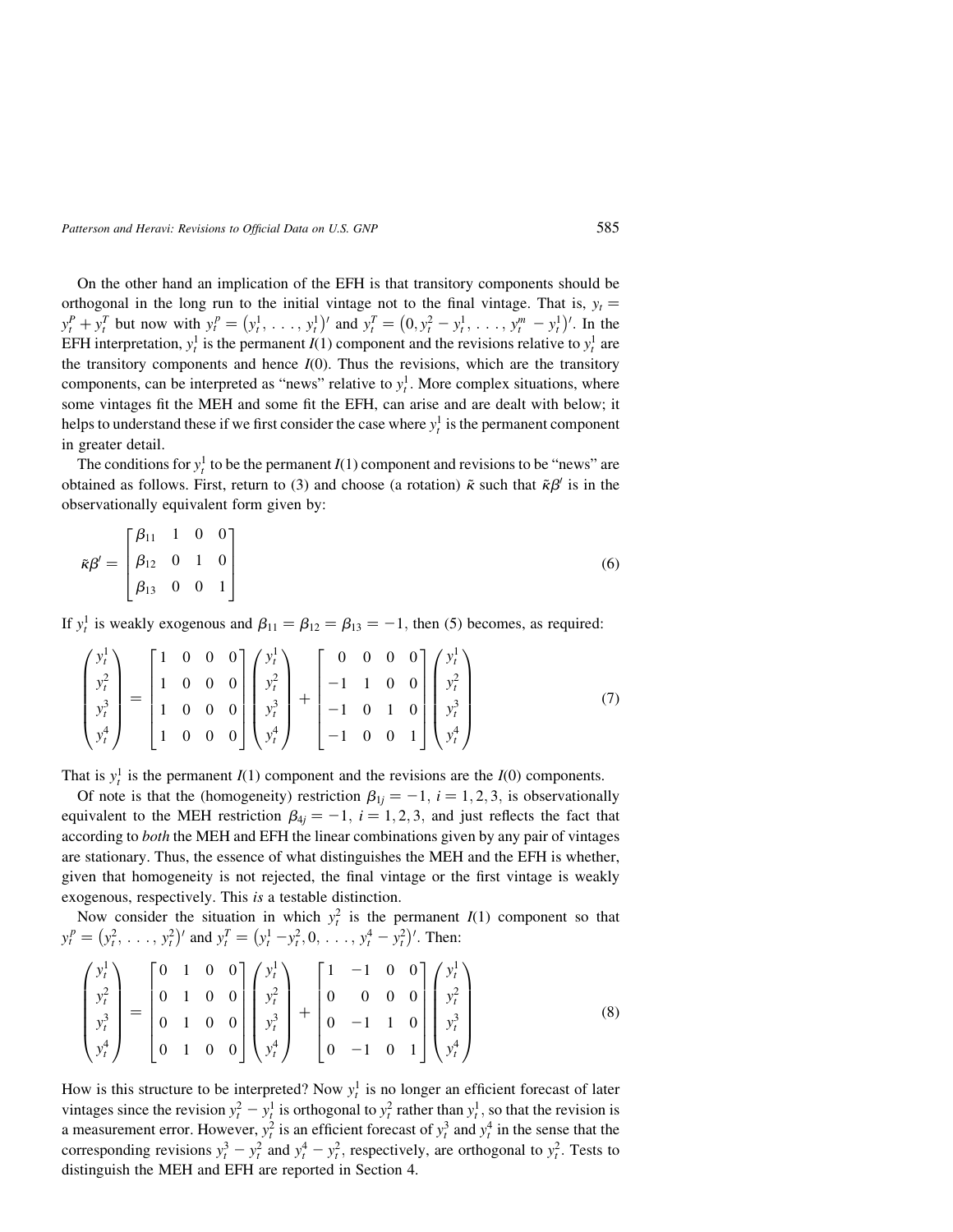On the other hand an implication of the EFH is that transitory components should be orthogonal in the long run to the initial vintage not to the final vintage. That is, $y_t = y_t^P + y_t^T$ but now with $y_t^p = (y_t^1, \ldots, y_t^1)'$ and $y_t^T = (0, y_t^2 - y_t^1, \ldots, y_t^m - y_t^1)'$. In the EFH interpretation, $y_t^1$ is the permanent $I(1)$ component and the revisions relative to $y_t^1$ are the transitory components and hence $I(0)$. Thus the revisions, which are the transitory components, can be interpreted as "news" relative to $y_t^1$. More complex situations, where some vintages fit the MEH and some fit the EFH, can arise and are dealt with below; it helps to understand these if we first consider the case where $y_t^1$ is the permanent component in greater detail.

The conditions for $y_t^1$ to be the permanent $I(1)$ component and revisions to be "news" are obtained as follows. First, return to (3) and choose (a rotation) $\tilde{\kappa}$ such that $\tilde{\kappa}\beta'$ is in the observationally equivalent form given by:

$$\tilde{\kappa}\beta' = \begin{bmatrix} \beta_{11} & 1 & 0 & 0 \\ \beta_{12} & 0 & 1 & 0 \\ \beta_{13} & 0 & 0 & 1 \end{bmatrix} \tag{6}$$

If $y_t^1$ is weakly exogenous and $\beta_{11} = \beta_{12} = \beta_{13} = -1$, then (5) becomes, as required:

$$\begin{pmatrix} y_t^1 \\ y_t^2 \\ y_t^3 \\ y_t^4 \end{pmatrix} = \begin{bmatrix} 1 & 0 & 0 & 0 \\ 1 & 0 & 0 & 0 \\ 1 & 0 & 0 & 0 \\ 1 & 0 & 0 & 0 \end{bmatrix} \begin{pmatrix} y_t^1 \\ y_t^2 \\ y_t^3 \\ y_t^4 \end{pmatrix} + \begin{bmatrix} 0 & 0 & 0 & 0 \\ -1 & 1 & 0 & 0 \\ -1 & 0 & 1 & 0 \\ -1 & 0 & 0 & 1 \end{bmatrix} \begin{pmatrix} y_t^1 \\ y_t^2 \\ y_t^3 \\ y_t^4 \end{pmatrix} \tag{7}$$

That is $y_t^1$ is the permanent $I(1)$ component and the revisions are the $I(0)$ components.

Of note is that the (homogeneity) restriction $\beta_{1j} = -1$, $i = 1, 2, 3$, is observationally equivalent to the MEH restriction $\beta_{4j} = -1$, $i = 1, 2, 3$, and just reflects the fact that according to *both* the MEH and EFH the linear combinations given by any pair of vintages are stationary. Thus, the essence of what distinguishes the MEH and the EFH is whether, given that homogeneity is not rejected, the final vintage or the first vintage is weakly exogenous, respectively. This *is* a testable distinction.

Now consider the situation in which $y_t^2$ is the permanent $I(1)$ component so that $y_t^p = (y_t^2, \ldots, y_t^2)'$ and $y_t^T = (y_t^1 - y_t^2, 0, \ldots, y_t^4 - y_t^2)'$. Then:

$$\begin{pmatrix} y_t^1 \\ y_t^2 \\ y_t^3 \\ y_t^4 \end{pmatrix} = \begin{bmatrix} 0 & 1 & 0 & 0 \\ 0 & 1 & 0 & 0 \\ 0 & 1 & 0 & 0 \\ 0 & 1 & 0 & 0 \end{bmatrix} \begin{pmatrix} y_t^1 \\ y_t^2 \\ y_t^3 \\ y_t^4 \end{pmatrix} + \begin{bmatrix} 1 & -1 & 0 & 0 \\ 0 & 0 & 0 & 0 \\ 0 & -1 & 1 & 0 \\ 0 & -1 & 0 & 1 \end{bmatrix} \begin{pmatrix} y_t^1 \\ y_t^2 \\ y_t^3 \\ y_t^4 \end{pmatrix} \tag{8}$$

How is this structure to be interpreted? Now $y_t^1$ is no longer an efficient forecast of later vintages since the revision $y_t^2 - y_t^1$ is orthogonal to $y_t^2$ rather than $y_t^1$, so that the revision is a measurement error. However, $y_t^2$ is an efficient forecast of $y_t^3$ and $y_t^4$ in the sense that the corresponding revisions $y_t^3 - y_t^2$ and $y_t^4 - y_t^2$, respectively, are orthogonal to $y_t^2$. Tests to distinguish the MEH and EFH are reported in Section 4.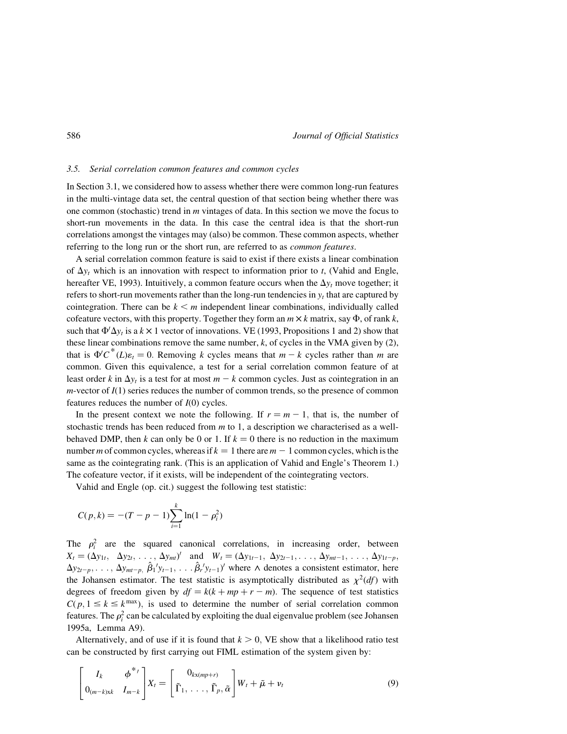### 3.5. Serial correlation common features and common cycles

In Section 3.1, we considered how to assess whether there were common long-run features in the multi-vintage data set, the central question of that section being whether there was one common (stochastic) trend in $m$ vintages of data. In this section we move the focus to short-run movements in the data. In this case the central idea is that the short-run correlations amongst the vintages may (also) be common. These common aspects, whether referring to the long run or the short run, are referred to as *common features*.

A serial correlation common feature is said to exist if there exists a linear combination of $\Delta y_t$ which is an innovation with respect to information prior to $t$, (Vahid and Engle, hereafter VE, 1993). Intuitively, a common feature occurs when the $\Delta y_t$ move together; it refers to short-run movements rather than the long-run tendencies in $y_t$ that are captured by cointegration. There can be $k < m$ independent linear combinations, individually called cofeature vectors, with this property. Together they form an $m \times k$ matrix, say $\Phi$, of rank $k$, such that $\Phi' \Delta y_t$ is a $k \times 1$ vector of innovations. VE (1993, Propositions 1 and 2) show that these linear combinations remove the same number, $k$, of cycles in the VMA given by (2), that is $\Phi' C^*(L)\varepsilon_t = 0$. Removing $k$ cycles means that $m - k$ cycles rather than $m$ are common. Given this equivalence, a test for a serial correlation common feature of at least order $k$ in $\Delta y_t$ is a test for at most $m - k$ common cycles. Just as cointegration in an $m$-vector of $I(1)$ series reduces the number of common trends, so the presence of common features reduces the number of $I(0)$ cycles.

In the present context we note the following. If $r = m - 1$, that is, the number of stochastic trends has been reduced from $m$ to 1, a description we characterised as a well-behaved DMP, then $k$ can only be 0 or 1. If $k = 0$ there is no reduction in the maximum number $m$ of common cycles, whereas if $k = 1$ there are $m - 1$ common cycles, which is the same as the cointegrating rank. (This is an application of Vahid and Engle's Theorem 1.) The cofeature vector, if it exists, will be independent of the cointegrating vectors.

Vahid and Engle (op. cit.) suggest the following test statistic:

$$C(p, k) = -(T - p - 1)\sum_{i=1}^{k} \ln(1 - \rho_i^2)$$

The $\rho_i^2$ are the squared canonical correlations, in increasing order, between $X_t = (\Delta y_{1t}, \ \Delta y_{2t}, \ldots, \Delta y_{mt})'$ and $W_t = (\Delta y_{1t-1}, \ \Delta y_{2t-1}, \ldots, \Delta y_{mt-1}, \ldots, \Delta y_{1t-p}, \Delta y_{2t-p}, \ldots, \Delta y_{mt-p}, \ \hat{\beta}_1' y_{t-1}, \ldots \hat{\beta}_r' y_{t-1})'$ where $\wedge$ denotes a consistent estimator, here the Johansen estimator. The test statistic is asymptotically distributed as $\chi^2(df)$ with degrees of freedom given by $df = k(k + mp + r - m)$. The sequence of test statistics $C(p, 1 \leq k \leq k^{\max})$, is used to determine the number of serial correlation common features. The $\rho_i^2$ can be calculated by exploiting the dual eigenvalue problem (see Johansen 1995a, Lemma A9).

Alternatively, and of use if it is found that $k > 0$, VE show that a likelihood ratio test can be constructed by first carrying out FIML estimation of the system given by:

$$\begin{bmatrix} I_k & \phi^{*\prime} \\ 0_{(m-k)\text{x}k} & I_{m-k} \end{bmatrix} X_t = \begin{bmatrix} 0_{k\text{x}(mp+r)} \\ \tilde{\Gamma}_1, \ldots, \tilde{\Gamma}_p, \tilde{\alpha} \end{bmatrix} W_t + \tilde{\mu} + v_t \tag{9}$$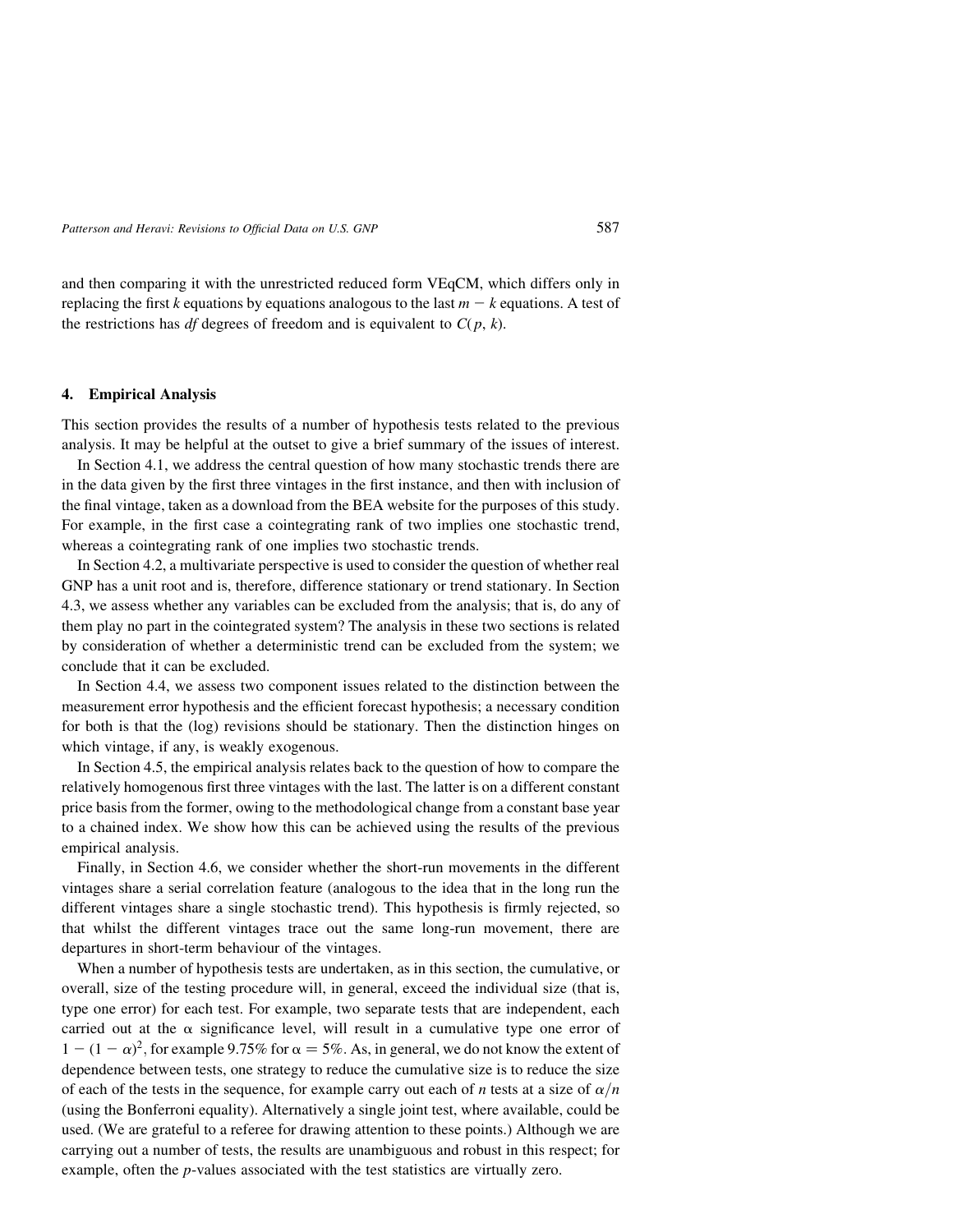and then comparing it with the unrestricted reduced form VEqCM, which differs only in replacing the first $k$ equations by equations analogous to the last $m - k$ equations. A test of the restrictions has $df$ degrees of freedom and is equivalent to $C(p, k)$.

## 4. Empirical Analysis

This section provides the results of a number of hypothesis tests related to the previous analysis. It may be helpful at the outset to give a brief summary of the issues of interest.

In Section 4.1, we address the central question of how many stochastic trends there are in the data given by the first three vintages in the first instance, and then with inclusion of the final vintage, taken as a download from the BEA website for the purposes of this study. For example, in the first case a cointegrating rank of two implies one stochastic trend, whereas a cointegrating rank of one implies two stochastic trends.

In Section 4.2, a multivariate perspective is used to consider the question of whether real GNP has a unit root and is, therefore, difference stationary or trend stationary. In Section 4.3, we assess whether any variables can be excluded from the analysis; that is, do any of them play no part in the cointegrated system? The analysis in these two sections is related by consideration of whether a deterministic trend can be excluded from the system; we conclude that it can be excluded.

In Section 4.4, we assess two component issues related to the distinction between the measurement error hypothesis and the efficient forecast hypothesis; a necessary condition for both is that the (log) revisions should be stationary. Then the distinction hinges on which vintage, if any, is weakly exogenous.

In Section 4.5, the empirical analysis relates back to the question of how to compare the relatively homogenous first three vintages with the last. The latter is on a different constant price basis from the former, owing to the methodological change from a constant base year to a chained index. We show how this can be achieved using the results of the previous empirical analysis.

Finally, in Section 4.6, we consider whether the short-run movements in the different vintages share a serial correlation feature (analogous to the idea that in the long run the different vintages share a single stochastic trend). This hypothesis is firmly rejected, so that whilst the different vintages trace out the same long-run movement, there are departures in short-term behaviour of the vintages.

When a number of hypothesis tests are undertaken, as in this section, the cumulative, or overall, size of the testing procedure will, in general, exceed the individual size (that is, type one error) for each test. For example, two separate tests that are independent, each carried out at the $\alpha$ significance level, will result in a cumulative type one error of $1 - (1 - \alpha)^2$, for example 9.75% for $\alpha = 5\%$. As, in general, we do not know the extent of dependence between tests, one strategy to reduce the cumulative size is to reduce the size of each of the tests in the sequence, for example carry out each of $n$ tests at a size of $\alpha/n$ (using the Bonferroni equality). Alternatively a single joint test, where available, could be used. (We are grateful to a referee for drawing attention to these points.) Although we are carrying out a number of tests, the results are unambiguous and robust in this respect; for example, often the $p$-values associated with the test statistics are virtually zero.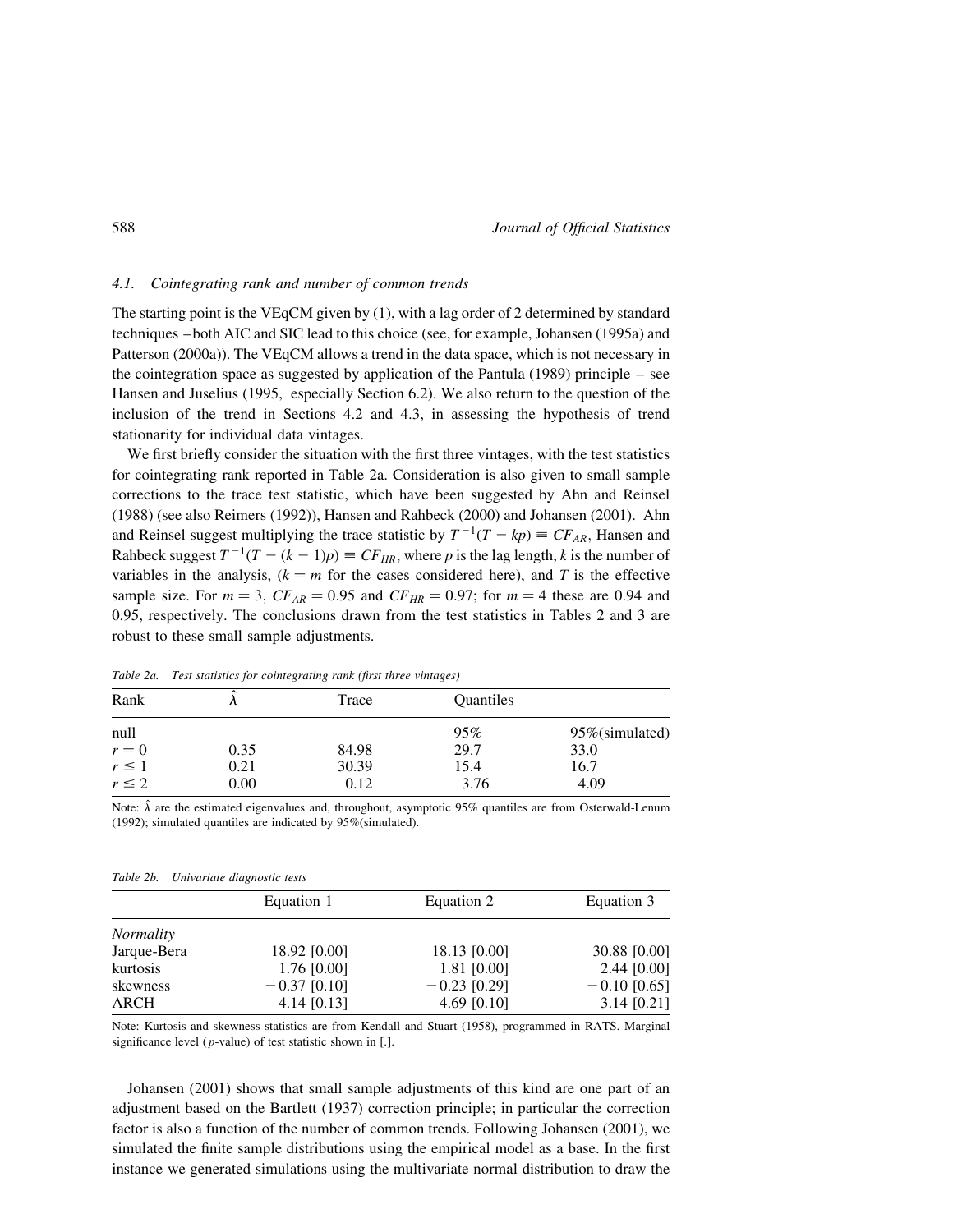### 4.1. Cointegrating rank and number of common trends

The starting point is the VEqCM given by (1), with a lag order of 2 determined by standard techniques – both AIC and SIC lead to this choice (see, for example, Johansen (1995a) and Patterson (2000a)). The VEqCM allows a trend in the data space, which is not necessary in the cointegration space as suggested by application of the Pantula (1989) principle – see Hansen and Juselius (1995, especially Section 6.2). We also return to the question of the inclusion of the trend in Sections 4.2 and 4.3, in assessing the hypothesis of trend stationarity for individual data vintages.

We first briefly consider the situation with the first three vintages, with the test statistics for cointegrating rank reported in Table 2a. Consideration is also given to small sample corrections to the trace test statistic, which have been suggested by Ahn and Reinsel (1988) (see also Reimers (1992)), Hansen and Rahbeck (2000) and Johansen (2001). Ahn and Reinsel suggest multiplying the trace statistic by $T^{-1}(T - kp) \equiv CF_{AR}$, Hansen and Rahbeck suggest $T^{-1}(T - (k-1)p) \equiv CF_{HR}$, where $p$ is the lag length, $k$ is the number of variables in the analysis, ($k = m$ for the cases considered here), and $T$ is the effective sample size. For $m = 3$, $CF_{AR} = 0.95$ and $CF_{HR} = 0.97$; for $m = 4$ these are 0.94 and 0.95, respectively. The conclusions drawn from the test statistics in Tables 2 and 3 are robust to these small sample adjustments.

*Table 2a. Test statistics for cointegrating rank (first three vintages)*

| Rank | $\hat{\lambda}$ | Trace | Quantiles | |
|---|---|---|---|---|
| null | | | 95% | 95%(simulated) |
| $r = 0$ | 0.35 | 84.98 | 29.7 | 33.0 |
| $r \leq 1$ | 0.21 | 30.39 | 15.4 | 16.7 |
| $r \leq 2$ | 0.00 | 0.12 | 3.76 | 4.09 |

Note: $\hat{\lambda}$ are the estimated eigenvalues and, throughout, asymptotic 95% quantiles are from Osterwald-Lenum (1992); simulated quantiles are indicated by 95%(simulated).

*Table 2b. Univariate diagnostic tests*

| | Equation 1 | Equation 2 | Equation 3 |
|---|---|---|---|
| *Normality* | | | |
| Jarque-Bera | 18.92 [0.00] | 18.13 [0.00] | 30.88 [0.00] |
| kurtosis | 1.76 [0.00] | 1.81 [0.00] | 2.44 [0.00] |
| skewness | −0.37 [0.10] | −0.23 [0.29] | −0.10 [0.65] |
| ARCH | 4.14 [0.13] | 4.69 [0.10] | 3.14 [0.21] |

Note: Kurtosis and skewness statistics are from Kendall and Stuart (1958), programmed in RATS. Marginal significance level ($p$-value) of test statistic shown in [.].

Johansen (2001) shows that small sample adjustments of this kind are one part of an adjustment based on the Bartlett (1937) correction principle; in particular the correction factor is also a function of the number of common trends. Following Johansen (2001), we simulated the finite sample distributions using the empirical model as a base. In the first instance we generated simulations using the multivariate normal distribution to draw the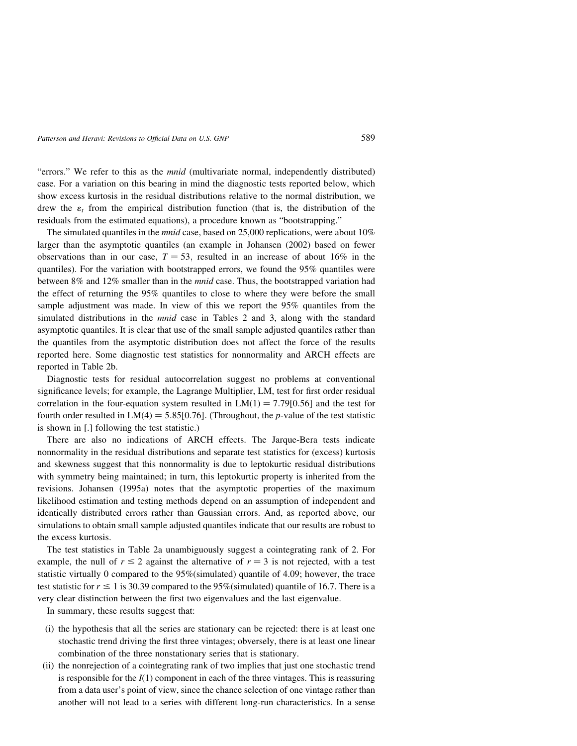"errors." We refer to this as the *mnid* (multivariate normal, independently distributed) case. For a variation on this bearing in mind the diagnostic tests reported below, which show excess kurtosis in the residual distributions relative to the normal distribution, we drew the $\varepsilon_t$ from the empirical distribution function (that is, the distribution of the residuals from the estimated equations), a procedure known as "bootstrapping."

The simulated quantiles in the *mnid* case, based on 25,000 replications, were about 10% larger than the asymptotic quantiles (an example in Johansen (2002) based on fewer observations than in our case, $T = 53$, resulted in an increase of about 16% in the quantiles). For the variation with bootstrapped errors, we found the 95% quantiles were between 8% and 12% smaller than in the *mnid* case. Thus, the bootstrapped variation had the effect of returning the 95% quantiles to close to where they were before the small sample adjustment was made. In view of this we report the 95% quantiles from the simulated distributions in the *mnid* case in Tables 2 and 3, along with the standard asymptotic quantiles. It is clear that use of the small sample adjusted quantiles rather than the quantiles from the asymptotic distribution does not affect the force of the results reported here. Some diagnostic test statistics for nonnormality and ARCH effects are reported in Table 2b.

Diagnostic tests for residual autocorrelation suggest no problems at conventional significance levels; for example, the Lagrange Multiplier, LM, test for first order residual correlation in the four-equation system resulted in $\text{LM}(1) = 7.79[0.56]$ and the test for fourth order resulted in $\text{LM}(4) = 5.85[0.76]$. (Throughout, the *p*-value of the test statistic is shown in [.] following the test statistic.)

There are also no indications of ARCH effects. The Jarque-Bera tests indicate nonnormality in the residual distributions and separate test statistics for (excess) kurtosis and skewness suggest that this nonnormality is due to leptokurtic residual distributions with symmetry being maintained; in turn, this leptokurtic property is inherited from the revisions. Johansen (1995a) notes that the asymptotic properties of the maximum likelihood estimation and testing methods depend on an assumption of independent and identically distributed errors rather than Gaussian errors. And, as reported above, our simulations to obtain small sample adjusted quantiles indicate that our results are robust to the excess kurtosis.

The test statistics in Table 2a unambiguously suggest a cointegrating rank of 2. For example, the null of $r \leq 2$ against the alternative of $r = 3$ is not rejected, with a test statistic virtually 0 compared to the 95%(simulated) quantile of 4.09; however, the trace test statistic for $r \leq 1$ is 30.39 compared to the 95%(simulated) quantile of 16.7. There is a very clear distinction between the first two eigenvalues and the last eigenvalue.

In summary, these results suggest that:

(i) the hypothesis that all the series are stationary can be rejected: there is at least one stochastic trend driving the first three vintages; obversely, there is at least one linear combination of the three nonstationary series that is stationary.

(ii) the nonrejection of a cointegrating rank of two implies that just one stochastic trend is responsible for the $I(1)$ component in each of the three vintages. This is reassuring from a data user's point of view, since the chance selection of one vintage rather than another will not lead to a series with different long-run characteristics. In a sense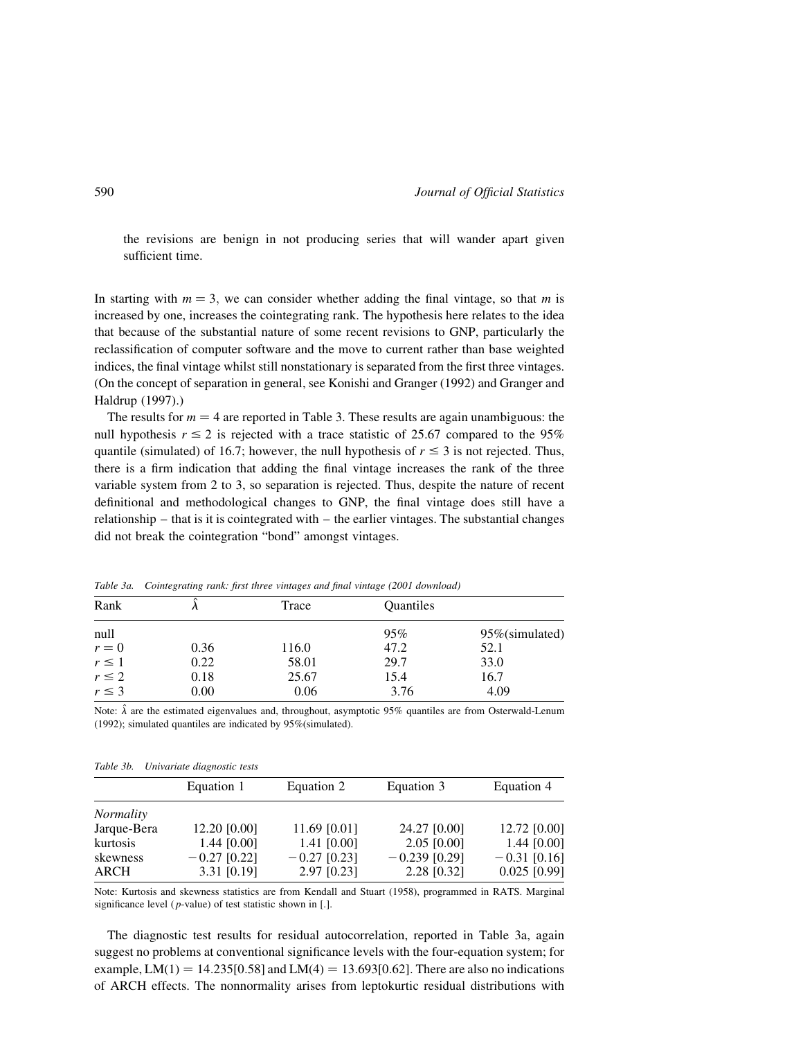the revisions are benign in not producing series that will wander apart given sufficient time.

In starting with $m = 3$, we can consider whether adding the final vintage, so that $m$ is increased by one, increases the cointegrating rank. The hypothesis here relates to the idea that because of the substantial nature of some recent revisions to GNP, particularly the reclassification of computer software and the move to current rather than base weighted indices, the final vintage whilst still nonstationary is separated from the first three vintages. (On the concept of separation in general, see Konishi and Granger (1992) and Granger and Haldrup (1997).)

The results for $m = 4$ are reported in Table 3. These results are again unambiguous: the null hypothesis $r \leq 2$ is rejected with a trace statistic of 25.67 compared to the 95% quantile (simulated) of 16.7; however, the null hypothesis of $r \leq 3$ is not rejected. Thus, there is a firm indication that adding the final vintage increases the rank of the three variable system from 2 to 3, so separation is rejected. Thus, despite the nature of recent definitional and methodological changes to GNP, the final vintage does still have a relationship – that is it is cointegrated with – the earlier vintages. The substantial changes did not break the cointegration "bond" amongst vintages.

*Table 3a. Cointegrating rank: first three vintages and final vintage (2001 download)*

| Rank | $\hat{\lambda}$ | Trace | Quantiles | |
|---|---|---|---|---|
| null | | | 95% | 95%(simulated) |
| $r = 0$ | 0.36 | 116.0 | 47.2 | 52.1 |
| $r \leq 1$ | 0.22 | 58.01 | 29.7 | 33.0 |
| $r \leq 2$ | 0.18 | 25.67 | 15.4 | 16.7 |
| $r \leq 3$ | 0.00 | 0.06 | 3.76 | 4.09 |

Note: $\hat{\lambda}$ are the estimated eigenvalues and, throughout, asymptotic 95% quantiles are from Osterwald-Lenum (1992); simulated quantiles are indicated by 95%(simulated).

*Table 3b. Univariate diagnostic tests*

| | Equation 1 | Equation 2 | Equation 3 | Equation 4 |
|---|---|---|---|---|
| *Normality* | | | | |
| Jarque-Bera | 12.20 [0.00] | 11.69 [0.01] | 24.27 [0.00] | 12.72 [0.00] |
| kurtosis | 1.44 [0.00] | 1.41 [0.00] | 2.05 [0.00] | 1.44 [0.00] |
| skewness | −0.27 [0.22] | −0.27 [0.23] | −0.239 [0.29] | −0.31 [0.16] |
| ARCH | 3.31 [0.19] | 2.97 [0.23] | 2.28 [0.32] | 0.025 [0.99] |

Note: Kurtosis and skewness statistics are from Kendall and Stuart (1958), programmed in RATS. Marginal significance level ($p$-value) of test statistic shown in [.].

The diagnostic test results for residual autocorrelation, reported in Table 3a, again suggest no problems at conventional significance levels with the four-equation system; for example, LM(1) = 14.235[0.58] and LM(4) = 13.693[0.62]. There are also no indications of ARCH effects. The nonnormality arises from leptokurtic residual distributions with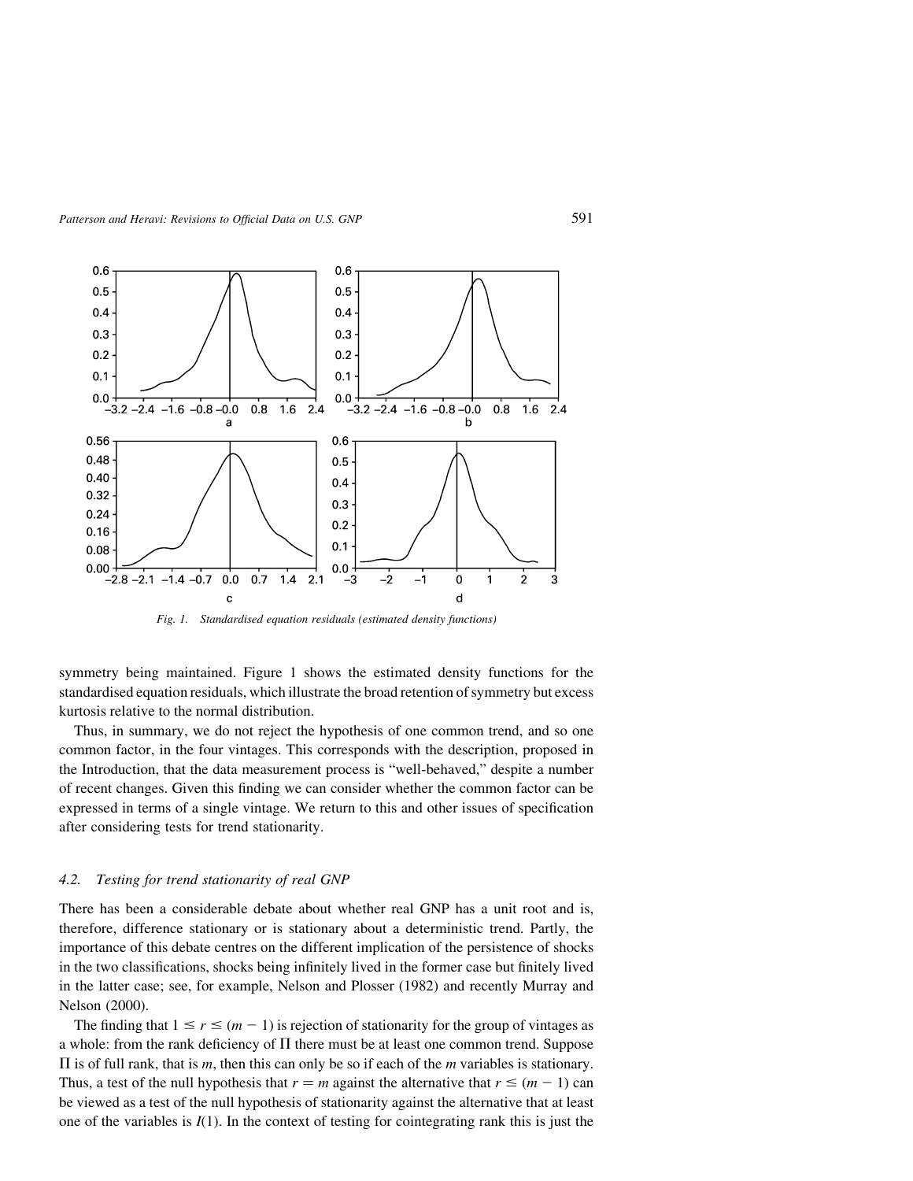Fig. 1. Standardised equation residuals (estimated density functions)

symmetry being maintained. Figure 1 shows the estimated density functions for the standardised equation residuals, which illustrate the broad retention of symmetry but excess kurtosis relative to the normal distribution.

Thus, in summary, we do not reject the hypothesis of one common trend, and so one common factor, in the four vintages. This corresponds with the description, proposed in the Introduction, that the data measurement process is "well-behaved," despite a number of recent changes. Given this finding we can consider whether the common factor can be expressed in terms of a single vintage. We return to this and other issues of specification after considering tests for trend stationarity.

### 4.2. Testing for trend stationarity of real GNP

There has been a considerable debate about whether real GNP has a unit root and is, therefore, difference stationary or is stationary about a deterministic trend. Partly, the importance of this debate centres on the different implication of the persistence of shocks in the two classifications, shocks being infinitely lived in the former case but finitely lived in the latter case; see, for example, Nelson and Plosser (1982) and recently Murray and Nelson (2000).

The finding that $1 \leq r \leq (m-1)$ is rejection of stationarity for the group of vintages as a whole: from the rank deficiency of $\Pi$ there must be at least one common trend. Suppose $\Pi$ is of full rank, that is $m$, then this can only be so if each of the $m$ variables is stationary. Thus, a test of the null hypothesis that $r = m$ against the alternative that $r \leq (m-1)$ can be viewed as a test of the null hypothesis of stationarity against the alternative that at least one of the variables is $I(1)$. In the context of testing for cointegrating rank this is just the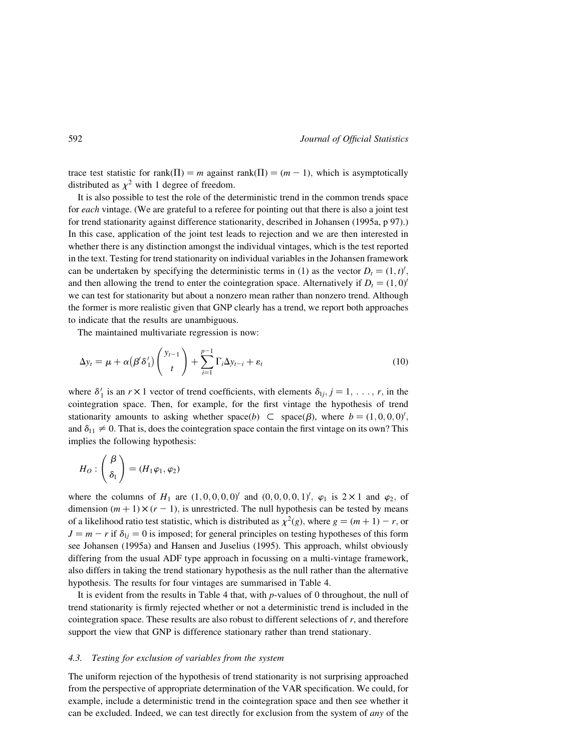trace test statistic for rank($\Pi$) = $m$ against rank($\Pi$) = $(m - 1)$, which is asymptotically distributed as $\chi^2$ with 1 degree of freedom.

It is also possible to test the role of the deterministic trend in the common trends space for *each* vintage. (We are grateful to a referee for pointing out that there is also a joint test for trend stationarity against difference stationarity, described in Johansen (1995a, p 97).) In this case, application of the joint test leads to rejection and we are then interested in whether there is any distinction amongst the individual vintages, which is the test reported in the text. Testing for trend stationarity on individual variables in the Johansen framework can be undertaken by specifying the deterministic terms in (1) as the vector $D_t = (1, t)'$, and then allowing the trend to enter the cointegration space. Alternatively if $D_t = (1, 0)'$ we can test for stationarity but about a nonzero mean rather than nonzero trend. Although the former is more realistic given that GNP clearly has a trend, we report both approaches to indicate that the results are unambiguous.

The maintained multivariate regression is now:

$$\Delta y_t = \mu + \alpha(\beta' \delta_1') \begin{pmatrix} y_{t-1} \\ t \end{pmatrix} + \sum_{i=1}^{p-1} \Gamma_i \Delta y_{t-i} + \varepsilon_t \tag{10}$$

where $\delta_1'$ is an $r \times 1$ vector of trend coefficients, with elements $\delta_{1j}, j = 1, \ldots, r$, in the cointegration space. Then, for example, for the first vintage the hypothesis of trend stationarity amounts to asking whether space($b$) $\subset$ space($\beta$), where $b = (1, 0, 0, 0)'$, and $\delta_{11} \neq 0$. That is, does the cointegration space contain the first vintage on its own? This implies the following hypothesis:

$$H_O : \begin{pmatrix} \beta \\ \delta_1 \end{pmatrix} = (H_1 \varphi_1, \varphi_2)$$

where the columns of $H_1$ are $(1, 0, 0, 0, 0)'$ and $(0, 0, 0, 0, 1)'$, $\varphi_1$ is $2 \times 1$ and $\varphi_2$, of dimension $(m + 1) \times (r - 1)$, is unrestricted. The null hypothesis can be tested by means of a likelihood ratio test statistic, which is distributed as $\chi^2(g)$, where $g = (m + 1) - r$, or $J = m - r$ if $\delta_{1j} = 0$ is imposed; for general principles on testing hypotheses of this form see Johansen (1995a) and Hansen and Juselius (1995). This approach, whilst obviously differing from the usual ADF type approach in focussing on a multi-vintage framework, also differs in taking the trend stationary hypothesis as the null rather than the alternative hypothesis. The results for four vintages are summarised in Table 4.

It is evident from the results in Table 4 that, with $p$-values of 0 throughout, the null of trend stationarity is firmly rejected whether or not a deterministic trend is included in the cointegration space. These results are also robust to different selections of $r$, and therefore support the view that GNP is difference stationary rather than trend stationary.

### 4.3. *Testing for exclusion of variables from the system*

The uniform rejection of the hypothesis of trend stationarity is not surprising approached from the perspective of appropriate determination of the VAR specification. We could, for example, include a deterministic trend in the cointegration space and then see whether it can be excluded. Indeed, we can test directly for exclusion from the system of *any* of the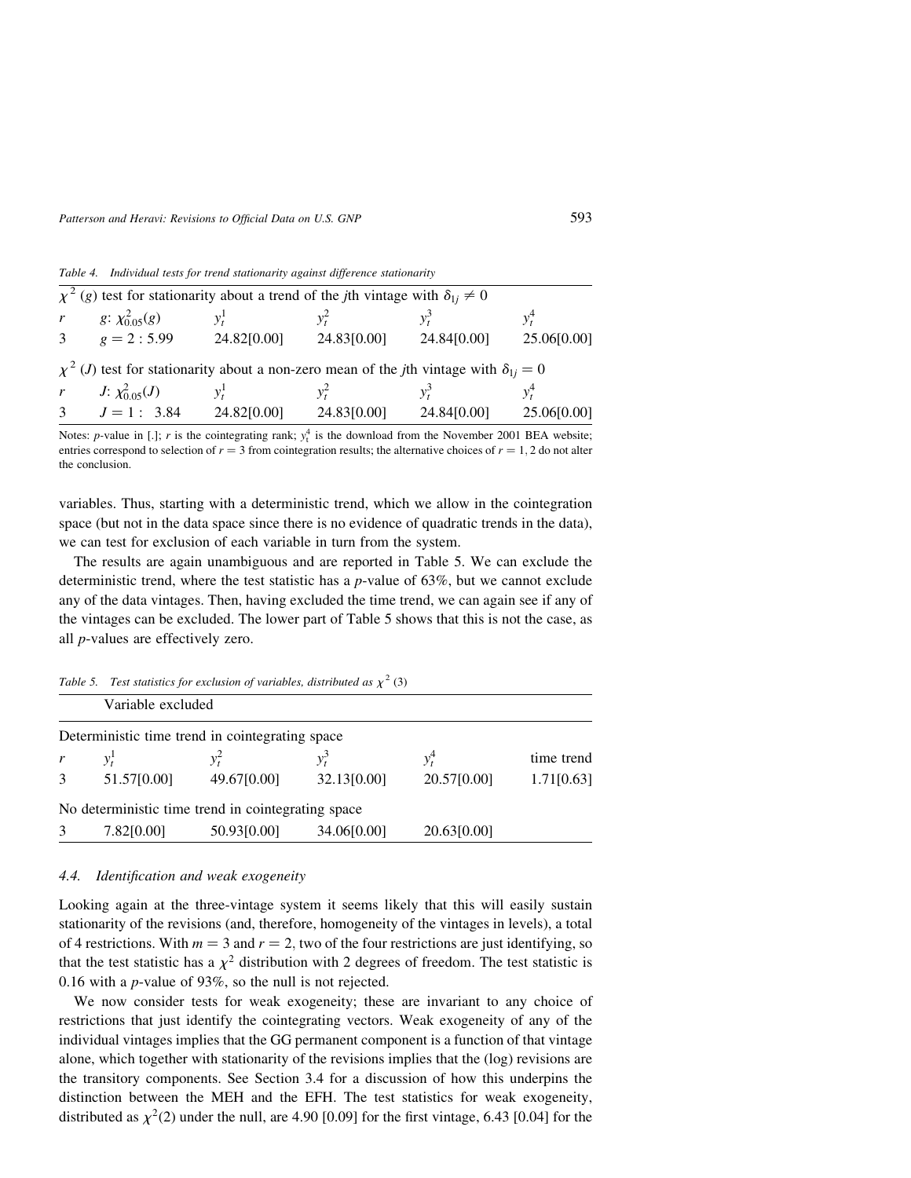*Table 4. Individual tests for trend stationarity against difference stationarity*

| $\chi^2$ (g) test for stationarity about a trend of the *j*th vintage with $\delta_{1j} \neq 0$ | | | | | |
|---|---|---|---|---|---|
| $r$ | $g$: $\chi^2_{0.05}(g)$ | $y_t^1$ | $y_t^2$ | $y_t^3$ | $y_t^4$ |
| 3 | $g = 2 : 5.99$ | 24.82[0.00] | 24.83[0.00] | 24.84[0.00] | 25.06[0.00] |
| $\chi^2$ (J) test for stationarity about a non-zero mean of the *j*th vintage with $\delta_{1j} = 0$ | | | | | |
| $r$ | $J$: $\chi^2_{0.05}(J)$ | $y_t^1$ | $y_t^2$ | $y_t^3$ | $y_t^4$ |
| 3 | $J = 1 : \ 3.84$ | 24.82[0.00] | 24.83[0.00] | 24.84[0.00] | 25.06[0.00] |

Notes: *p*-value in [.]; *r* is the cointegrating rank; $y_t^4$ is the download from the November 2001 BEA website; entries correspond to selection of $r = 3$ from cointegration results; the alternative choices of $r = 1, 2$ do not alter the conclusion.

variables. Thus, starting with a deterministic trend, which we allow in the cointegration space (but not in the data space since there is no evidence of quadratic trends in the data), we can test for exclusion of each variable in turn from the system.

The results are again unambiguous and are reported in Table 5. We can exclude the deterministic trend, where the test statistic has a *p*-value of 63%, but we cannot exclude any of the data vintages. Then, having excluded the time trend, we can again see if any of the vintages can be excluded. The lower part of Table 5 shows that this is not the case, as all *p*-values are effectively zero.

*Table 5. Test statistics for exclusion of variables, distributed as $\chi^2$ (3)*

| | Variable excluded | | | | |
|---|---|---|---|---|---|
| Deterministic time trend in cointegrating space | | | | | |
| $r$ | $y_t^1$ | $y_t^2$ | $y_t^3$ | $y_t^4$ | time trend |
| 3 | 51.57[0.00] | 49.67[0.00] | 32.13[0.00] | 20.57[0.00] | 1.71[0.63] |
| No deterministic time trend in cointegrating space | | | | | |
| 3 | 7.82[0.00] | 50.93[0.00] | 34.06[0.00] | 20.63[0.00] | |

### 4.4. *Identification and weak exogeneity*

Looking again at the three-vintage system it seems likely that this will easily sustain stationarity of the revisions (and, therefore, homogeneity of the vintages in levels), a total of 4 restrictions. With $m = 3$ and $r = 2$, two of the four restrictions are just identifying, so that the test statistic has a $\chi^2$ distribution with 2 degrees of freedom. The test statistic is 0.16 with a *p*-value of 93%, so the null is not rejected.

We now consider tests for weak exogeneity; these are invariant to any choice of restrictions that just identify the cointegrating vectors. Weak exogeneity of any of the individual vintages implies that the GG permanent component is a function of that vintage alone, which together with stationarity of the revisions implies that the (log) revisions are the transitory components. See Section 3.4 for a discussion of how this underpins the distinction between the MEH and the EFH. The test statistics for weak exogeneity, distributed as $\chi^2(2)$ under the null, are 4.90 [0.09] for the first vintage, 6.43 [0.04] for the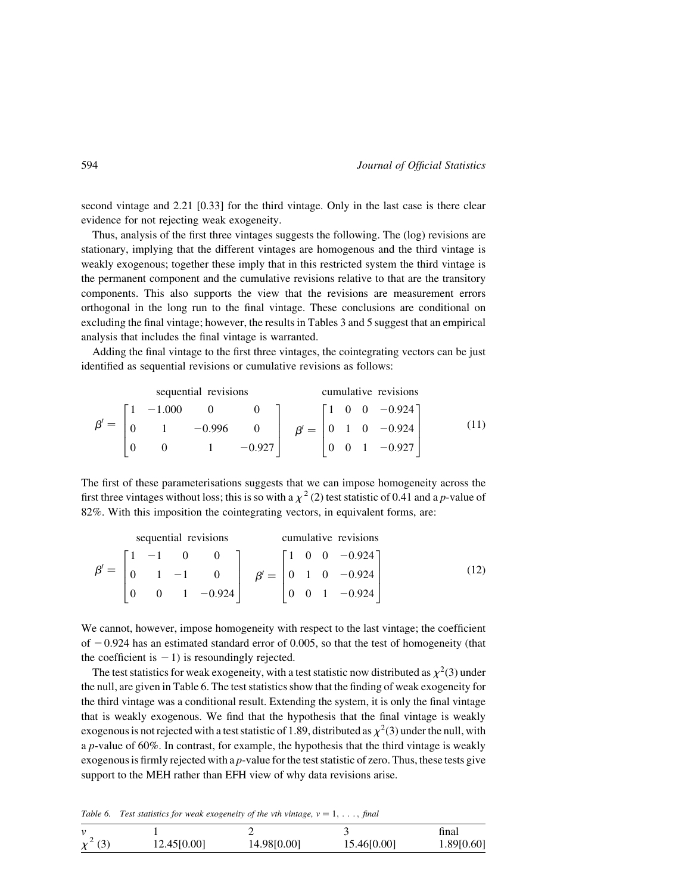second vintage and 2.21 [0.33] for the third vintage. Only in the last case is there clear evidence for not rejecting weak exogeneity.

Thus, analysis of the first three vintages suggests the following. The (log) revisions are stationary, implying that the different vintages are homogenous and the third vintage is weakly exogenous; together these imply that in this restricted system the third vintage is the permanent component and the cumulative revisions relative to that are the transitory components. This also supports the view that the revisions are measurement errors orthogonal in the long run to the final vintage. These conclusions are conditional on excluding the final vintage; however, the results in Tables 3 and 5 suggest that an empirical analysis that includes the final vintage is warranted.

Adding the final vintage to the first three vintages, the cointegrating vectors can be just identified as sequential revisions or cumulative revisions as follows:

$$\beta' = \overset{\text{sequential revisions}}{\begin{bmatrix} 1 & -1.000 & 0 & 0 \\ 0 & 1 & -0.996 & 0 \\ 0 & 0 & 1 & -0.927 \end{bmatrix}} \quad \beta' = \overset{\text{cumulative revisions}}{\begin{bmatrix} 1 & 0 & 0 & -0.924 \\ 0 & 1 & 0 & -0.924 \\ 0 & 0 & 1 & -0.927 \end{bmatrix}} \tag{11}$$

The first of these parameterisations suggests that we can impose homogeneity across the first three vintages without loss; this is so with a $\chi^2(2)$ test statistic of 0.41 and a $p$-value of 82%. With this imposition the cointegrating vectors, in equivalent forms, are:

$$\beta' = \overset{\text{sequential revisions}}{\begin{bmatrix} 1 & -1 & 0 & 0 \\ 0 & 1 & -1 & 0 \\ 0 & 0 & 1 & -0.924 \end{bmatrix}} \quad \beta' = \overset{\text{cumulative revisions}}{\begin{bmatrix} 1 & 0 & 0 & -0.924 \\ 0 & 1 & 0 & -0.924 \\ 0 & 0 & 1 & -0.924 \end{bmatrix}} \tag{12}$$

We cannot, however, impose homogeneity with respect to the last vintage; the coefficient of $-0.924$ has an estimated standard error of 0.005, so that the test of homogeneity (that the coefficient is $-1$) is resoundingly rejected.

The test statistics for weak exogeneity, with a test statistic now distributed as $\chi^2(3)$ under the null, are given in Table 6. The test statistics show that the finding of weak exogeneity for the third vintage was a conditional result. Extending the system, it is only the final vintage that is weakly exogenous. We find that the hypothesis that the final vintage is weakly exogenous is not rejected with a test statistic of 1.89, distributed as $\chi^2(3)$ under the null, with a $p$-value of 60%. In contrast, for example, the hypothesis that the third vintage is weakly exogenous is firmly rejected with a $p$-value for the test statistic of zero. Thus, these tests give support to the MEH rather than EFH view of why data revisions arise.

*Table 6. Test statistics for weak exogeneity of the vth vintage, $v = 1, \ldots,$ final*

| $v$ | 1 | 2 | 3 | final |
|---|---|---|---|---|
| $\chi^2(3)$ | 12.45[0.00] | 14.98[0.00] | 15.46[0.00] | 1.89[0.60] |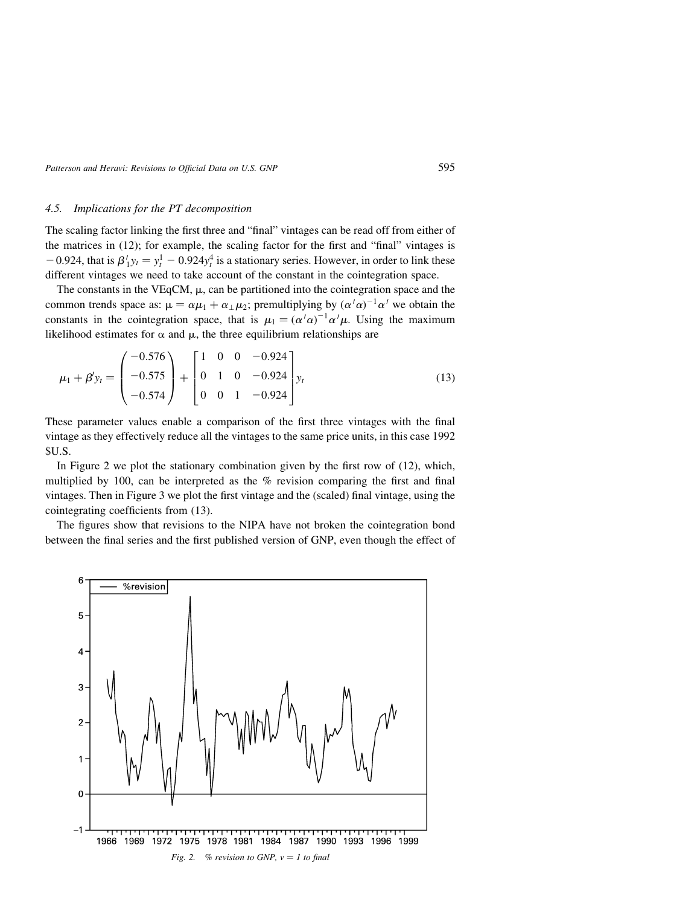### 4.5. Implications for the PT decomposition

The scaling factor linking the first three and "final" vintages can be read off from either of the matrices in (12); for example, the scaling factor for the first and "final" vintages is $-0.924$, that is $\beta_1' y_t = y_t^1 - 0.924 y_t^4$ is a stationary series. However, in order to link these different vintages we need to take account of the constant in the cointegration space.

The constants in the VEqCM, $\mu$, can be partitioned into the cointegration space and the common trends space as: $\mu = \alpha\mu_1 + \alpha_\perp \mu_2$; premultiplying by $(\alpha'\alpha)^{-1}\alpha'$ we obtain the constants in the cointegration space, that is $\mu_1 = (\alpha'\alpha)^{-1}\alpha'\mu$. Using the maximum likelihood estimates for $\alpha$ and $\mu$, the three equilibrium relationships are

$$\mu_1 + \beta' y_t = \begin{pmatrix} -0.576 \\ -0.575 \\ -0.574 \end{pmatrix} + \begin{bmatrix} 1 & 0 & 0 & -0.924 \\ 0 & 1 & 0 & -0.924 \\ 0 & 0 & 1 & -0.924 \end{bmatrix} y_t \tag{13}$$

These parameter values enable a comparison of the first three vintages with the final vintage as they effectively reduce all the vintages to the same price units, in this case 1992 $U.S.

In Figure 2 we plot the stationary combination given by the first row of (12), which, multiplied by 100, can be interpreted as the % revision comparing the first and final vintages. Then in Figure 3 we plot the first vintage and the (scaled) final vintage, using the cointegrating coefficients from (13).

The figures show that revisions to the NIPA have not broken the cointegration bond between the final series and the first published version of GNP, even though the effect of

*Fig. 2. % revision to GNP, v = 1 to final*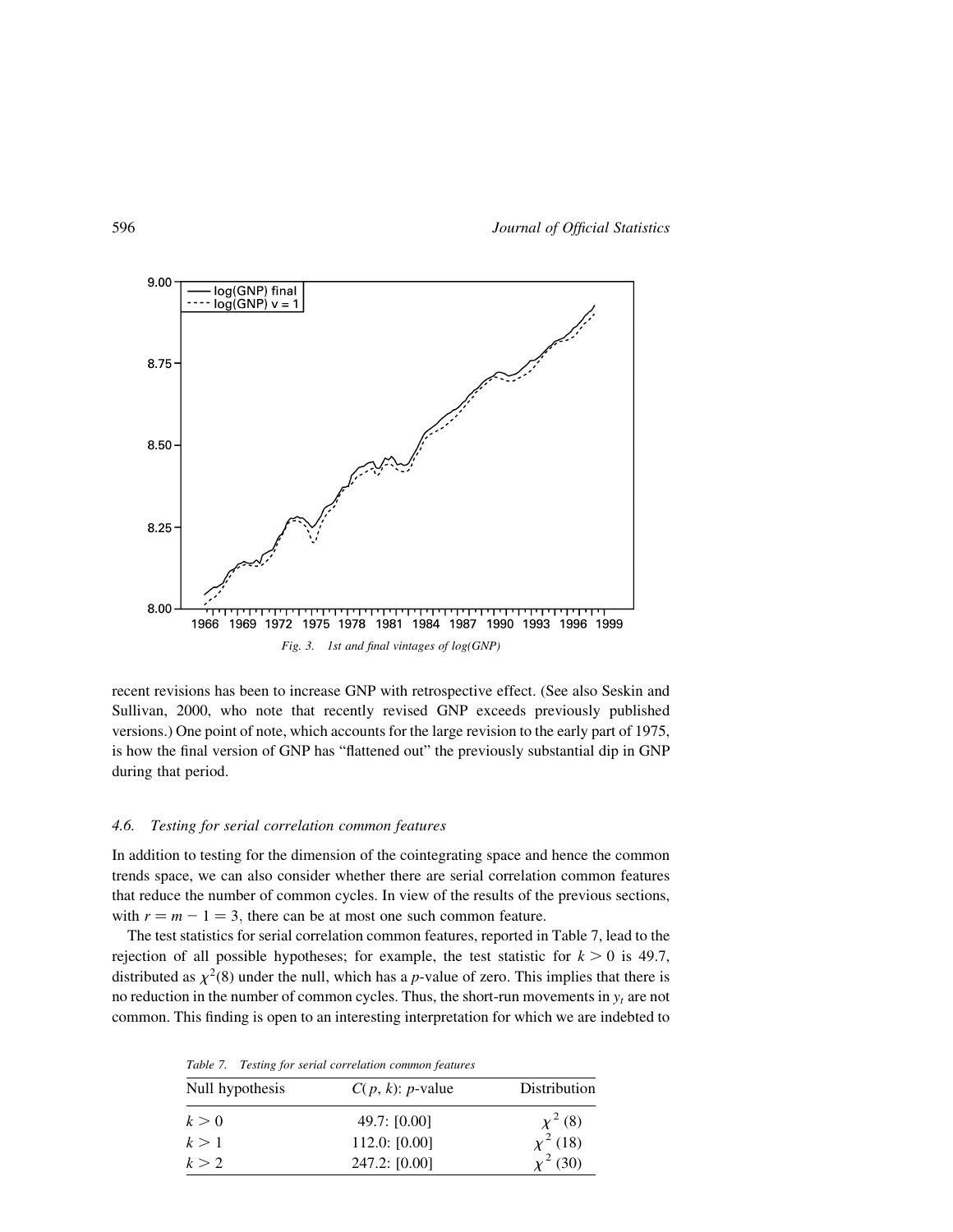Fig. 3. 1st and final vintages of log(GNP)

recent revisions has been to increase GNP with retrospective effect. (See also Seskin and Sullivan, 2000, who note that recently revised GNP exceeds previously published versions.) One point of note, which accounts for the large revision to the early part of 1975, is how the final version of GNP has "flattened out" the previously substantial dip in GNP during that period.

### 4.6. Testing for serial correlation common features

In addition to testing for the dimension of the cointegrating space and hence the common trends space, we can also consider whether there are serial correlation common features that reduce the number of common cycles. In view of the results of the previous sections, with $r = m - 1 = 3$, there can be at most one such common feature.

The test statistics for serial correlation common features, reported in Table 7, lead to the rejection of all possible hypotheses; for example, the test statistic for $k > 0$ is 49.7, distributed as $\chi^2(8)$ under the null, which has a $p$-value of zero. This implies that there is no reduction in the number of common cycles. Thus, the short-run movements in $y_t$ are not common. This finding is open to an interesting interpretation for which we are indebted to

*Table 7. Testing for serial correlation common features*

| Null hypothesis | $C(p, k)$: $p$-value | Distribution |
|---|---|---|
| $k > 0$ | 49.7: [0.00] | $\chi^2$ (8) |
| $k > 1$ | 112.0: [0.00] | $\chi^2$ (18) |
| $k > 2$ | 247.2: [0.00] | $\chi^2$ (30) |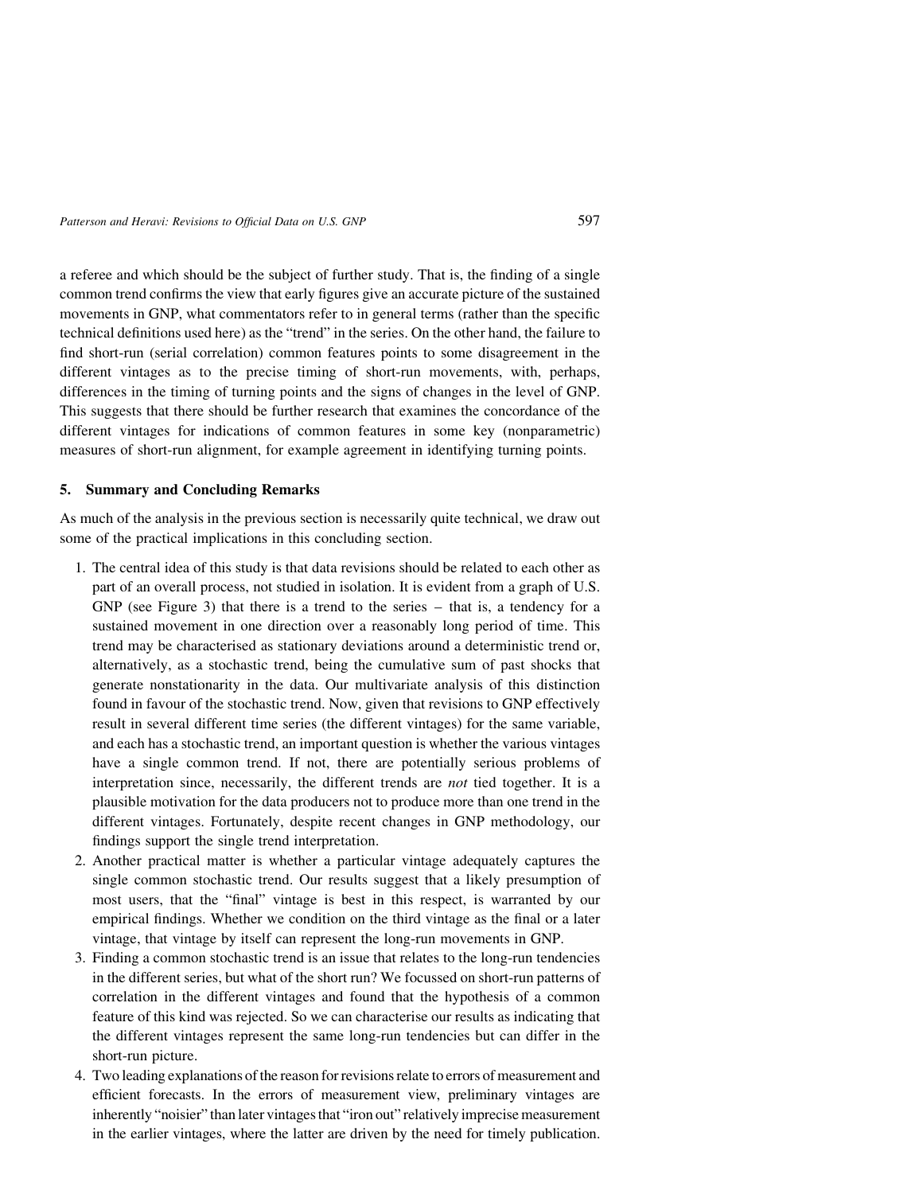a referee and which should be the subject of further study. That is, the finding of a single common trend confirms the view that early figures give an accurate picture of the sustained movements in GNP, what commentators refer to in general terms (rather than the specific technical definitions used here) as the "trend" in the series. On the other hand, the failure to find short-run (serial correlation) common features points to some disagreement in the different vintages as to the precise timing of short-run movements, with, perhaps, differences in the timing of turning points and the signs of changes in the level of GNP. This suggests that there should be further research that examines the concordance of the different vintages for indications of common features in some key (nonparametric) measures of short-run alignment, for example agreement in identifying turning points.

## 5. Summary and Concluding Remarks

As much of the analysis in the previous section is necessarily quite technical, we draw out some of the practical implications in this concluding section.

1. The central idea of this study is that data revisions should be related to each other as part of an overall process, not studied in isolation. It is evident from a graph of U.S. GNP (see Figure 3) that there is a trend to the series – that is, a tendency for a sustained movement in one direction over a reasonably long period of time. This trend may be characterised as stationary deviations around a deterministic trend or, alternatively, as a stochastic trend, being the cumulative sum of past shocks that generate nonstationarity in the data. Our multivariate analysis of this distinction found in favour of the stochastic trend. Now, given that revisions to GNP effectively result in several different time series (the different vintages) for the same variable, and each has a stochastic trend, an important question is whether the various vintages have a single common trend. If not, there are potentially serious problems of interpretation since, necessarily, the different trends are *not* tied together. It is a plausible motivation for the data producers not to produce more than one trend in the different vintages. Fortunately, despite recent changes in GNP methodology, our findings support the single trend interpretation.
2. Another practical matter is whether a particular vintage adequately captures the single common stochastic trend. Our results suggest that a likely presumption of most users, that the "final" vintage is best in this respect, is warranted by our empirical findings. Whether we condition on the third vintage as the final or a later vintage, that vintage by itself can represent the long-run movements in GNP.
3. Finding a common stochastic trend is an issue that relates to the long-run tendencies in the different series, but what of the short run? We focussed on short-run patterns of correlation in the different vintages and found that the hypothesis of a common feature of this kind was rejected. So we can characterise our results as indicating that the different vintages represent the same long-run tendencies but can differ in the short-run picture.
4. Two leading explanations of the reason for revisions relate to errors of measurement and efficient forecasts. In the errors of measurement view, preliminary vintages are inherently "noisier" than later vintages that "iron out" relatively imprecise measurement in the earlier vintages, where the latter are driven by the need for timely publication.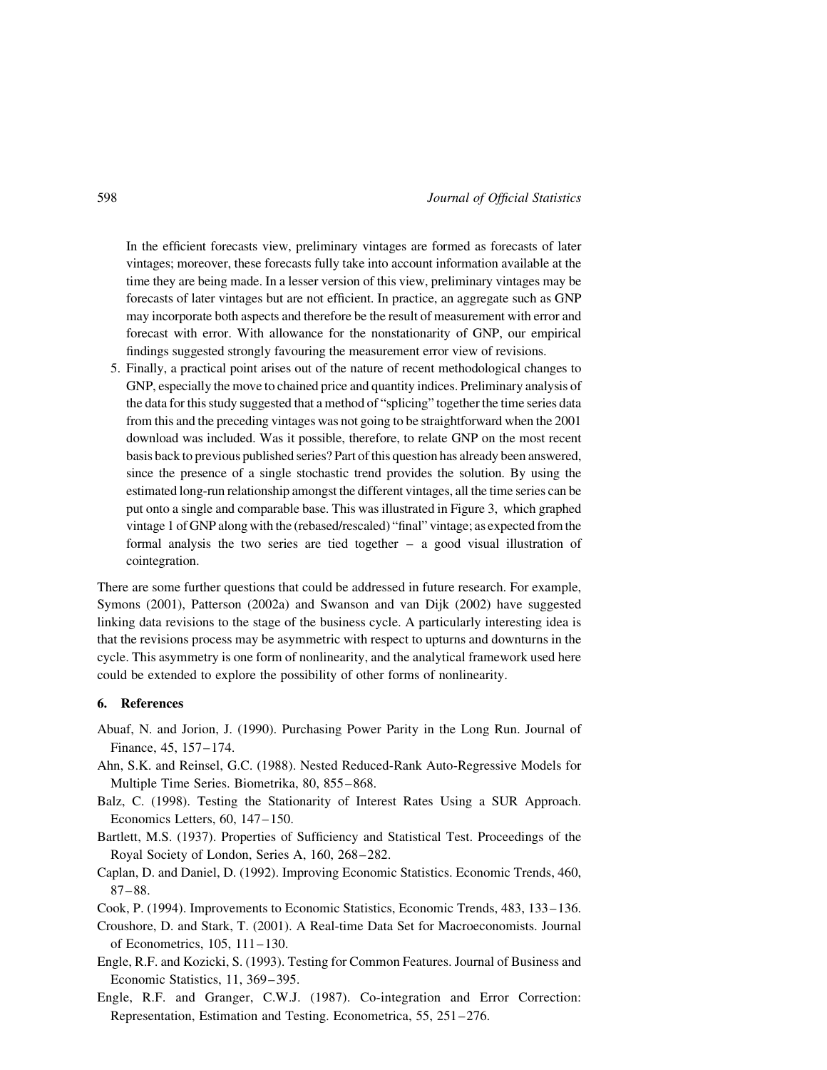In the efficient forecasts view, preliminary vintages are formed as forecasts of later vintages; moreover, these forecasts fully take into account information available at the time they are being made. In a lesser version of this view, preliminary vintages may be forecasts of later vintages but are not efficient. In practice, an aggregate such as GNP may incorporate both aspects and therefore be the result of measurement with error and forecast with error. With allowance for the nonstationarity of GNP, our empirical findings suggested strongly favouring the measurement error view of revisions.

5. Finally, a practical point arises out of the nature of recent methodological changes to GNP, especially the move to chained price and quantity indices. Preliminary analysis of the data for this study suggested that a method of "splicing" together the time series data from this and the preceding vintages was not going to be straightforward when the 2001 download was included. Was it possible, therefore, to relate GNP on the most recent basis back to previous published series? Part of this question has already been answered, since the presence of a single stochastic trend provides the solution. By using the estimated long-run relationship amongst the different vintages, all the time series can be put onto a single and comparable base. This was illustrated in Figure 3, which graphed vintage 1 of GNP along with the (rebased/rescaled) "final" vintage; as expected from the formal analysis the two series are tied together – a good visual illustration of cointegration.

There are some further questions that could be addressed in future research. For example, Symons (2001), Patterson (2002a) and Swanson and van Dijk (2002) have suggested linking data revisions to the stage of the business cycle. A particularly interesting idea is that the revisions process may be asymmetric with respect to upturns and downturns in the cycle. This asymmetry is one form of nonlinearity, and the analytical framework used here could be extended to explore the possibility of other forms of nonlinearity.

## 6. References

Abuaf, N. and Jorion, J. (1990). Purchasing Power Parity in the Long Run. Journal of Finance, 45, 157–174.

Ahn, S.K. and Reinsel, G.C. (1988). Nested Reduced-Rank Auto-Regressive Models for Multiple Time Series. Biometrika, 80, 855–868.

Balz, C. (1998). Testing the Stationarity of Interest Rates Using a SUR Approach. Economics Letters, 60, 147–150.

Bartlett, M.S. (1937). Properties of Sufficiency and Statistical Test. Proceedings of the Royal Society of London, Series A, 160, 268–282.

Caplan, D. and Daniel, D. (1992). Improving Economic Statistics. Economic Trends, 460, 87–88.

Cook, P. (1994). Improvements to Economic Statistics, Economic Trends, 483, 133–136.

Croushore, D. and Stark, T. (2001). A Real-time Data Set for Macroeconomists. Journal of Econometrics, 105, 111–130.

Engle, R.F. and Kozicki, S. (1993). Testing for Common Features. Journal of Business and Economic Statistics, 11, 369–395.

Engle, R.F. and Granger, C.W.J. (1987). Co-integration and Error Correction: Representation, Estimation and Testing. Econometrica, 55, 251–276.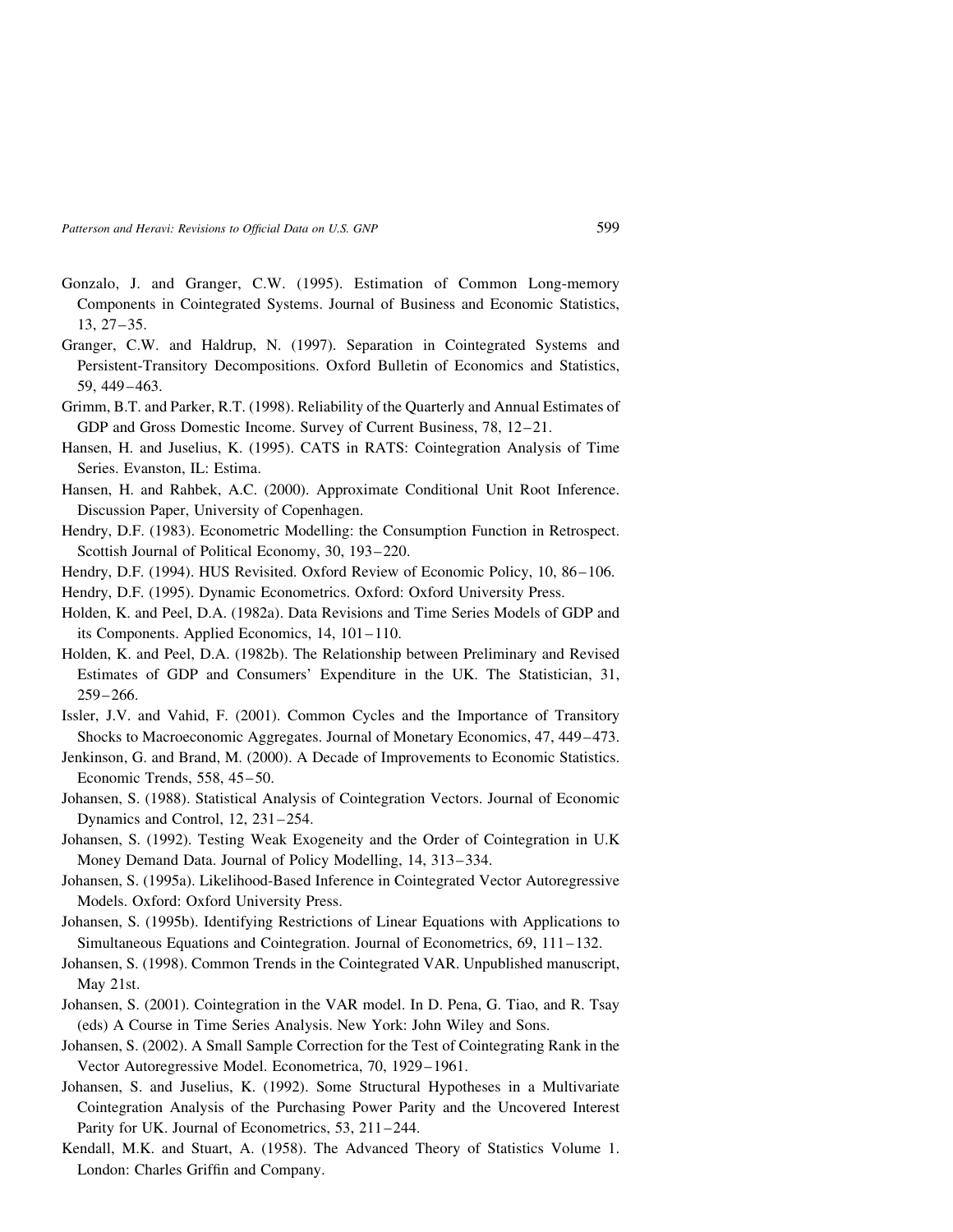Gonzalo, J. and Granger, C.W. (1995). Estimation of Common Long-memory Components in Cointegrated Systems. Journal of Business and Economic Statistics, 13, 27–35.

Granger, C.W. and Haldrup, N. (1997). Separation in Cointegrated Systems and Persistent-Transitory Decompositions. Oxford Bulletin of Economics and Statistics, 59, 449–463.

Grimm, B.T. and Parker, R.T. (1998). Reliability of the Quarterly and Annual Estimates of GDP and Gross Domestic Income. Survey of Current Business, 78, 12–21.

Hansen, H. and Juselius, K. (1995). CATS in RATS: Cointegration Analysis of Time Series. Evanston, IL: Estima.

Hansen, H. and Rahbek, A.C. (2000). Approximate Conditional Unit Root Inference. Discussion Paper, University of Copenhagen.

Hendry, D.F. (1983). Econometric Modelling: the Consumption Function in Retrospect. Scottish Journal of Political Economy, 30, 193–220.

Hendry, D.F. (1994). HUS Revisited. Oxford Review of Economic Policy, 10, 86–106.

Hendry, D.F. (1995). Dynamic Econometrics. Oxford: Oxford University Press.

Holden, K. and Peel, D.A. (1982a). Data Revisions and Time Series Models of GDP and its Components. Applied Economics, 14, 101–110.

Holden, K. and Peel, D.A. (1982b). The Relationship between Preliminary and Revised Estimates of GDP and Consumers' Expenditure in the UK. The Statistician, 31, 259–266.

Issler, J.V. and Vahid, F. (2001). Common Cycles and the Importance of Transitory Shocks to Macroeconomic Aggregates. Journal of Monetary Economics, 47, 449–473.

Jenkinson, G. and Brand, M. (2000). A Decade of Improvements to Economic Statistics. Economic Trends, 558, 45–50.

Johansen, S. (1988). Statistical Analysis of Cointegration Vectors. Journal of Economic Dynamics and Control, 12, 231–254.

Johansen, S. (1992). Testing Weak Exogeneity and the Order of Cointegration in U.K Money Demand Data. Journal of Policy Modelling, 14, 313–334.

Johansen, S. (1995a). Likelihood-Based Inference in Cointegrated Vector Autoregressive Models. Oxford: Oxford University Press.

Johansen, S. (1995b). Identifying Restrictions of Linear Equations with Applications to Simultaneous Equations and Cointegration. Journal of Econometrics, 69, 111–132.

Johansen, S. (1998). Common Trends in the Cointegrated VAR. Unpublished manuscript, May 21st.

Johansen, S. (2001). Cointegration in the VAR model. In D. Pena, G. Tiao, and R. Tsay (eds) A Course in Time Series Analysis. New York: John Wiley and Sons.

Johansen, S. (2002). A Small Sample Correction for the Test of Cointegrating Rank in the Vector Autoregressive Model. Econometrica, 70, 1929–1961.

Johansen, S. and Juselius, K. (1992). Some Structural Hypotheses in a Multivariate Cointegration Analysis of the Purchasing Power Parity and the Uncovered Interest Parity for UK. Journal of Econometrics, 53, 211–244.

Kendall, M.K. and Stuart, A. (1958). The Advanced Theory of Statistics Volume 1. London: Charles Griffin and Company.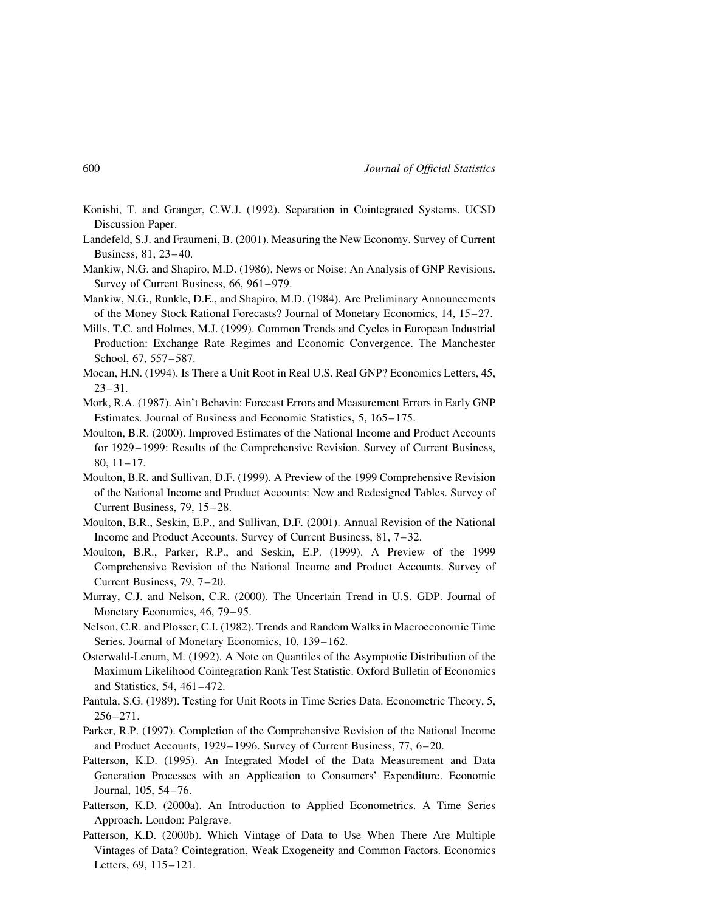Konishi, T. and Granger, C.W.J. (1992). Separation in Cointegrated Systems. UCSD Discussion Paper.

Landefeld, S.J. and Fraumeni, B. (2001). Measuring the New Economy. Survey of Current Business, 81, 23–40.

Mankiw, N.G. and Shapiro, M.D. (1986). News or Noise: An Analysis of GNP Revisions. Survey of Current Business, 66, 961–979.

Mankiw, N.G., Runkle, D.E., and Shapiro, M.D. (1984). Are Preliminary Announcements of the Money Stock Rational Forecasts? Journal of Monetary Economics, 14, 15–27.

Mills, T.C. and Holmes, M.J. (1999). Common Trends and Cycles in European Industrial Production: Exchange Rate Regimes and Economic Convergence. The Manchester School, 67, 557–587.

Mocan, H.N. (1994). Is There a Unit Root in Real U.S. Real GNP? Economics Letters, 45, 23–31.

Mork, R.A. (1987). Ain't Behavin: Forecast Errors and Measurement Errors in Early GNP Estimates. Journal of Business and Economic Statistics, 5, 165–175.

Moulton, B.R. (2000). Improved Estimates of the National Income and Product Accounts for 1929–1999: Results of the Comprehensive Revision. Survey of Current Business, 80, 11–17.

Moulton, B.R. and Sullivan, D.F. (1999). A Preview of the 1999 Comprehensive Revision of the National Income and Product Accounts: New and Redesigned Tables. Survey of Current Business, 79, 15–28.

Moulton, B.R., Seskin, E.P., and Sullivan, D.F. (2001). Annual Revision of the National Income and Product Accounts. Survey of Current Business, 81, 7–32.

Moulton, B.R., Parker, R.P., and Seskin, E.P. (1999). A Preview of the 1999 Comprehensive Revision of the National Income and Product Accounts. Survey of Current Business, 79, 7–20.

Murray, C.J. and Nelson, C.R. (2000). The Uncertain Trend in U.S. GDP. Journal of Monetary Economics, 46, 79–95.

Nelson, C.R. and Plosser, C.I. (1982). Trends and Random Walks in Macroeconomic Time Series. Journal of Monetary Economics, 10, 139–162.

Osterwald-Lenum, M. (1992). A Note on Quantiles of the Asymptotic Distribution of the Maximum Likelihood Cointegration Rank Test Statistic. Oxford Bulletin of Economics and Statistics, 54, 461–472.

Pantula, S.G. (1989). Testing for Unit Roots in Time Series Data. Econometric Theory, 5, 256–271.

Parker, R.P. (1997). Completion of the Comprehensive Revision of the National Income and Product Accounts, 1929–1996. Survey of Current Business, 77, 6–20.

Patterson, K.D. (1995). An Integrated Model of the Data Measurement and Data Generation Processes with an Application to Consumers' Expenditure. Economic Journal, 105, 54–76.

Patterson, K.D. (2000a). An Introduction to Applied Econometrics. A Time Series Approach. London: Palgrave.

Patterson, K.D. (2000b). Which Vintage of Data to Use When There Are Multiple Vintages of Data? Cointegration, Weak Exogeneity and Common Factors. Economics Letters, 69, 115–121.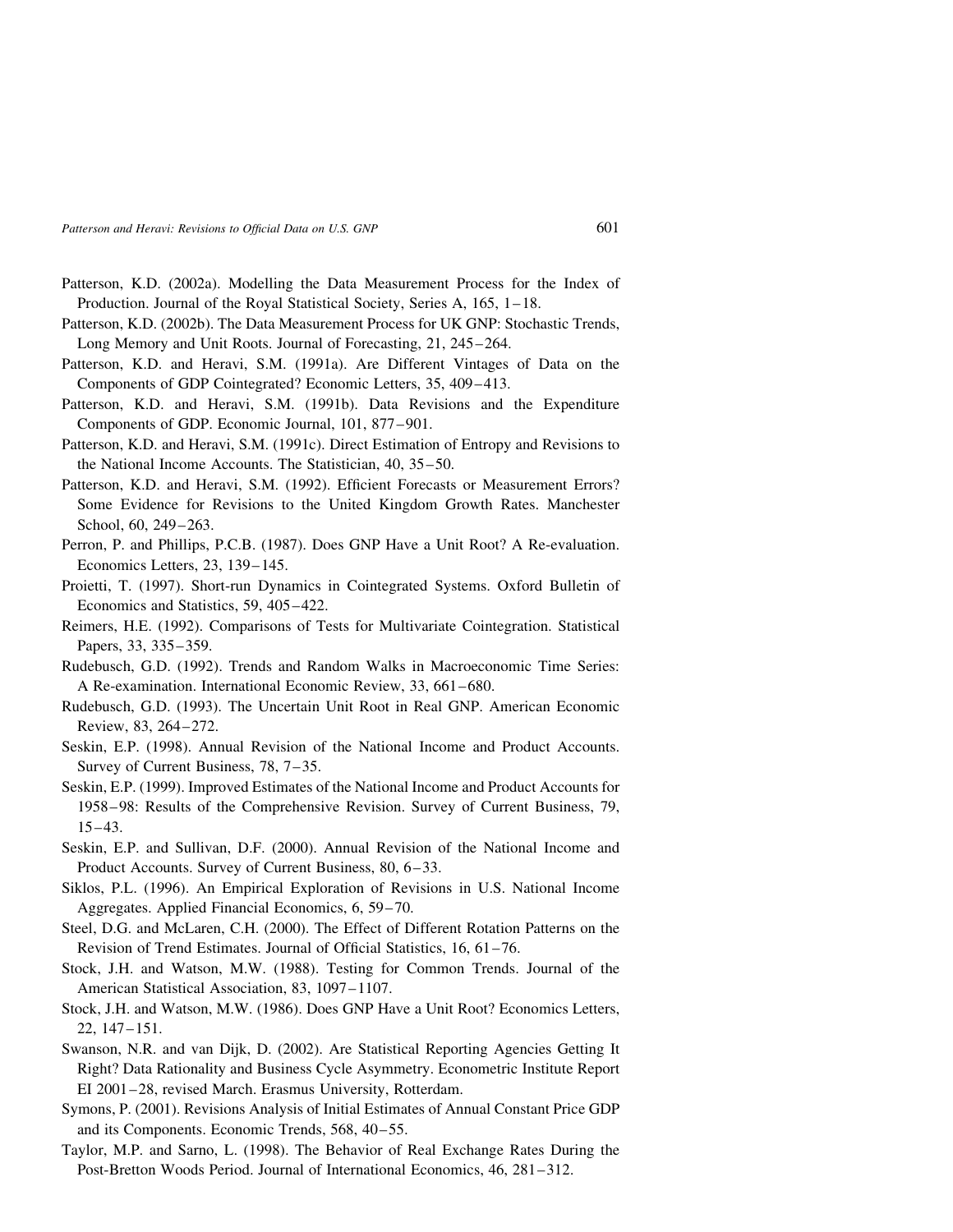Patterson, K.D. (2002a). Modelling the Data Measurement Process for the Index of Production. Journal of the Royal Statistical Society, Series A, 165, 1–18.

Patterson, K.D. (2002b). The Data Measurement Process for UK GNP: Stochastic Trends, Long Memory and Unit Roots. Journal of Forecasting, 21, 245–264.

Patterson, K.D. and Heravi, S.M. (1991a). Are Different Vintages of Data on the Components of GDP Cointegrated? Economic Letters, 35, 409–413.

Patterson, K.D. and Heravi, S.M. (1991b). Data Revisions and the Expenditure Components of GDP. Economic Journal, 101, 877–901.

Patterson, K.D. and Heravi, S.M. (1991c). Direct Estimation of Entropy and Revisions to the National Income Accounts. The Statistician, 40, 35–50.

Patterson, K.D. and Heravi, S.M. (1992). Efficient Forecasts or Measurement Errors? Some Evidence for Revisions to the United Kingdom Growth Rates. Manchester School, 60, 249–263.

Perron, P. and Phillips, P.C.B. (1987). Does GNP Have a Unit Root? A Re-evaluation. Economics Letters, 23, 139–145.

Proietti, T. (1997). Short-run Dynamics in Cointegrated Systems. Oxford Bulletin of Economics and Statistics, 59, 405–422.

Reimers, H.E. (1992). Comparisons of Tests for Multivariate Cointegration. Statistical Papers, 33, 335–359.

Rudebusch, G.D. (1992). Trends and Random Walks in Macroeconomic Time Series: A Re-examination. International Economic Review, 33, 661–680.

Rudebusch, G.D. (1993). The Uncertain Unit Root in Real GNP. American Economic Review, 83, 264–272.

Seskin, E.P. (1998). Annual Revision of the National Income and Product Accounts. Survey of Current Business, 78, 7–35.

Seskin, E.P. (1999). Improved Estimates of the National Income and Product Accounts for 1958–98: Results of the Comprehensive Revision. Survey of Current Business, 79, 15–43.

Seskin, E.P. and Sullivan, D.F. (2000). Annual Revision of the National Income and Product Accounts. Survey of Current Business, 80, 6–33.

Siklos, P.L. (1996). An Empirical Exploration of Revisions in U.S. National Income Aggregates. Applied Financial Economics, 6, 59–70.

Steel, D.G. and McLaren, C.H. (2000). The Effect of Different Rotation Patterns on the Revision of Trend Estimates. Journal of Official Statistics, 16, 61–76.

Stock, J.H. and Watson, M.W. (1988). Testing for Common Trends. Journal of the American Statistical Association, 83, 1097–1107.

Stock, J.H. and Watson, M.W. (1986). Does GNP Have a Unit Root? Economics Letters, 22, 147–151.

Swanson, N.R. and van Dijk, D. (2002). Are Statistical Reporting Agencies Getting It Right? Data Rationality and Business Cycle Asymmetry. Econometric Institute Report EI 2001–28, revised March. Erasmus University, Rotterdam.

Symons, P. (2001). Revisions Analysis of Initial Estimates of Annual Constant Price GDP and its Components. Economic Trends, 568, 40–55.

Taylor, M.P. and Sarno, L. (1998). The Behavior of Real Exchange Rates During the Post-Bretton Woods Period. Journal of International Economics, 46, 281–312.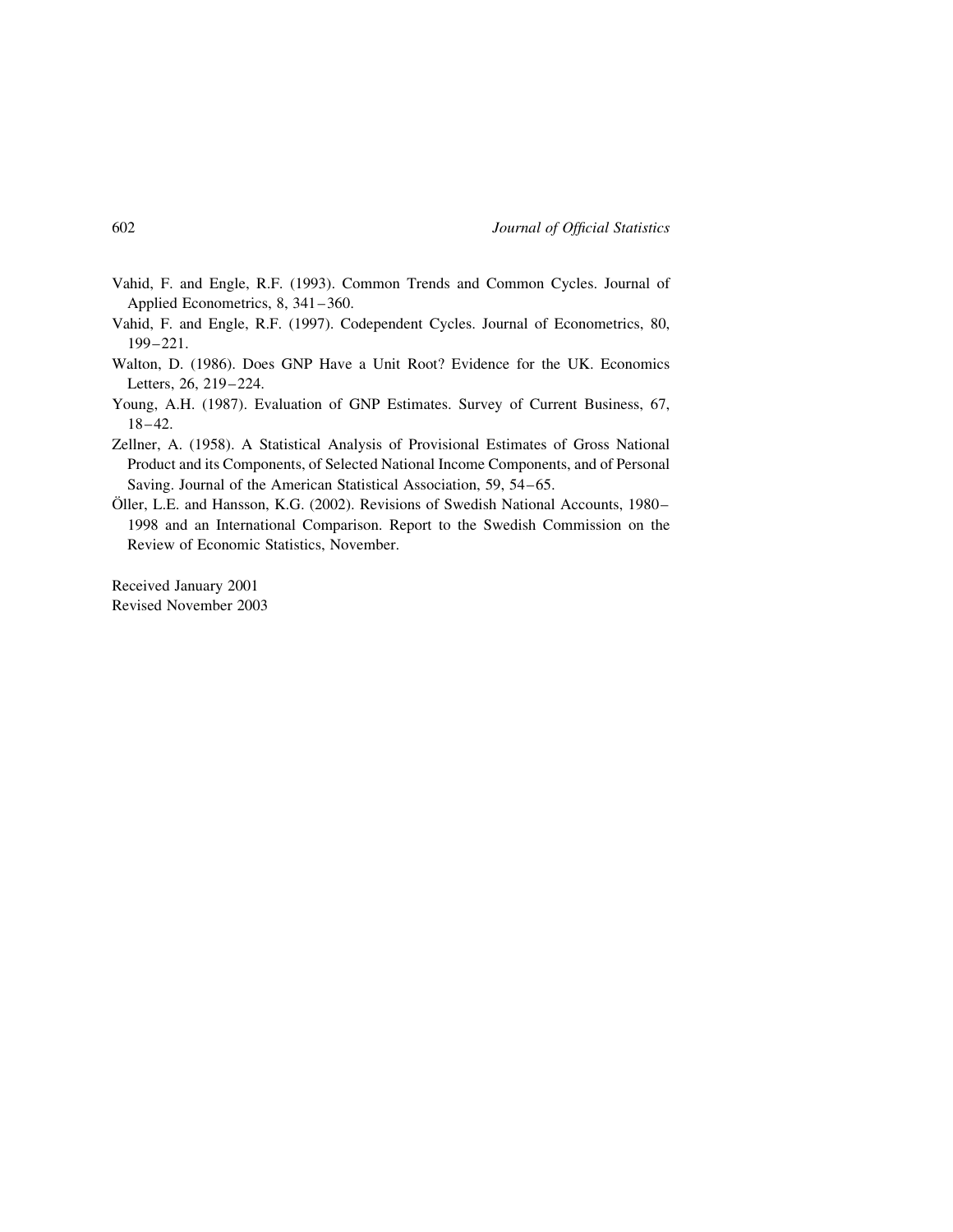Vahid, F. and Engle, R.F. (1993). Common Trends and Common Cycles. Journal of Applied Econometrics, 8, 341–360.

Vahid, F. and Engle, R.F. (1997). Codependent Cycles. Journal of Econometrics, 80, 199–221.

Walton, D. (1986). Does GNP Have a Unit Root? Evidence for the UK. Economics Letters, 26, 219–224.

Young, A.H. (1987). Evaluation of GNP Estimates. Survey of Current Business, 67, 18–42.

Zellner, A. (1958). A Statistical Analysis of Provisional Estimates of Gross National Product and its Components, of Selected National Income Components, and of Personal Saving. Journal of the American Statistical Association, 59, 54–65.

Öller, L.E. and Hansson, K.G. (2002). Revisions of Swedish National Accounts, 1980–1998 and an International Comparison. Report to the Swedish Commission on the Review of Economic Statistics, November.

Received January 2001
Revised November 2003